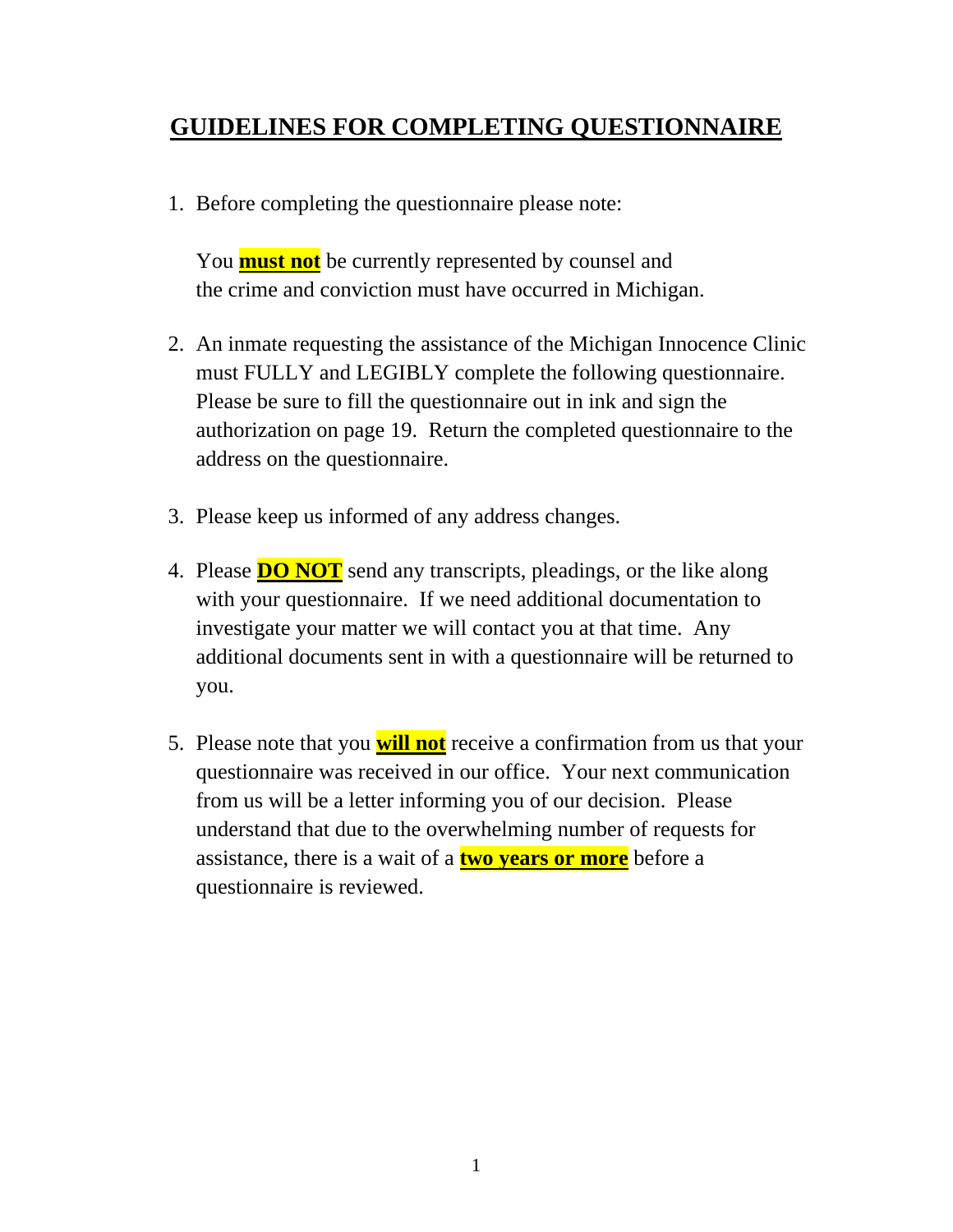# GUIDELINES FOR COMPLETING QUESTIONNAIRE

1. Before completing the questionnaire please note:

   You **must not** be currently represented by counsel and the crime and conviction must have occurred in Michigan.

2. An inmate requesting the assistance of the Michigan Innocence Clinic must FULLY and LEGIBLY complete the following questionnaire. Please be sure to fill the questionnaire out in ink and sign the authorization on page 19. Return the completed questionnaire to the address on the questionnaire.

3. Please keep us informed of any address changes.

4. Please **DO NOT** send any transcripts, pleadings, or the like along with your questionnaire. If we need additional documentation to investigate your matter we will contact you at that time. Any additional documents sent in with a questionnaire will be returned to you.

5. Please note that you **will not** receive a confirmation from us that your questionnaire was received in our office. Your next communication from us will be a letter informing you of our decision. Please understand that due to the overwhelming number of requests for assistance, there is a wait of a **two years or more** before a questionnaire is reviewed.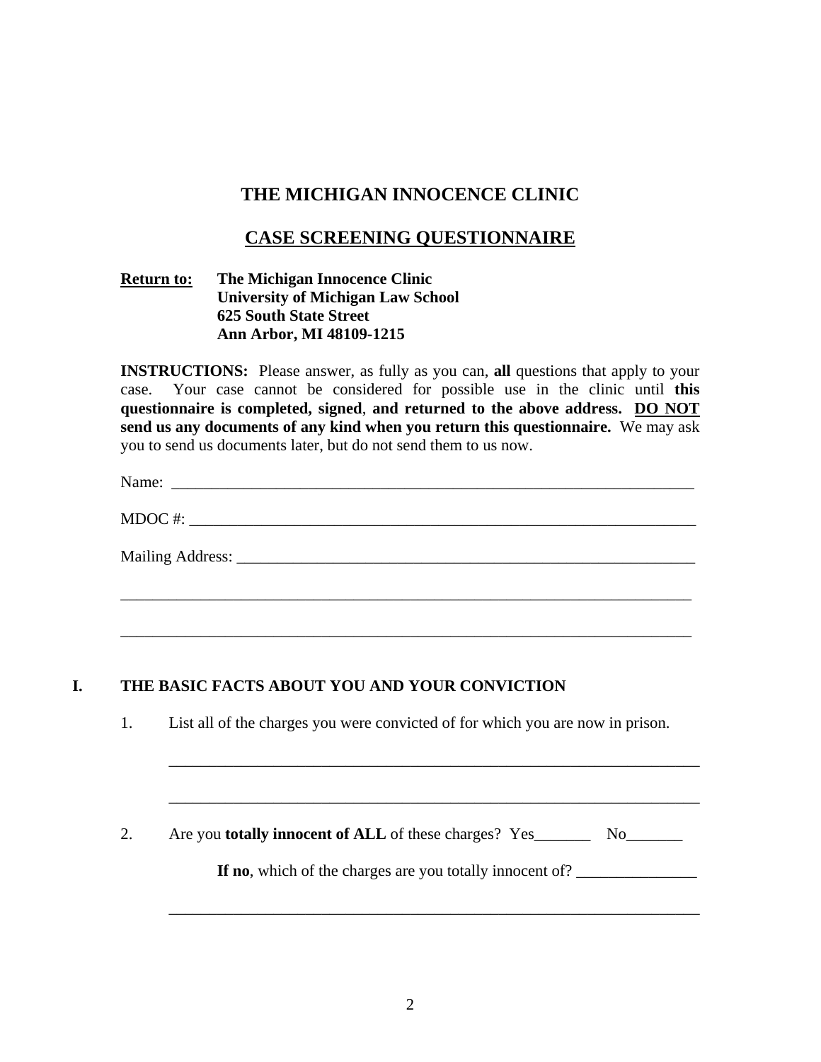# THE MICHIGAN INNOCENCE CLINIC

## CASE SCREENING QUESTIONNAIRE

**Return to:** **The Michigan Innocence Clinic**
**University of Michigan Law School**
**625 South State Street**
**Ann Arbor, MI 48109-1215**

**INSTRUCTIONS:** Please answer, as fully as you can, **all** questions that apply to your case. Your case cannot be considered for possible use in the clinic until **this questionnaire is completed, signed**, **and returned to the above address.** **DO NOT send us any documents of any kind when you return this questionnaire.** We may ask you to send us documents later, but do not send them to us now.

Name: ___________________________________________________________________

MDOC #: _________________________________________________________________

Mailing Address: __________________________________________________________

__________________________________________________________________________

__________________________________________________________________________

## I. THE BASIC FACTS ABOUT YOU AND YOUR CONVICTION

1. List all of the charges you were convicted of for which you are now in prison.

   ______________________________________________________________________

   ______________________________________________________________________

2. Are you **totally innocent of ALL** of these charges? Yes_______ No_______

   **If no**, which of the charges are you totally innocent of? _______________

   ______________________________________________________________________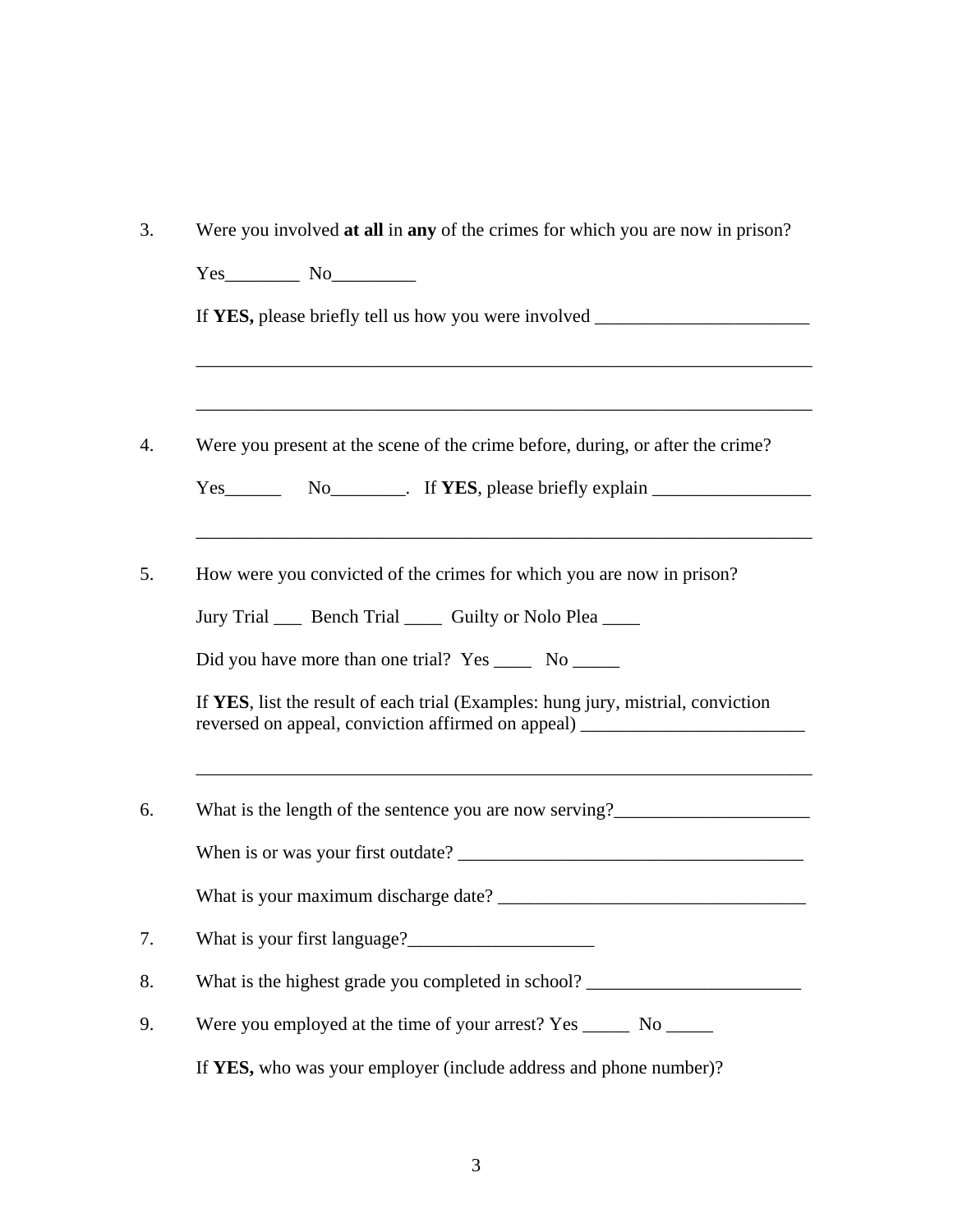3. Were you involved **at all** in **any** of the crimes for which you are now in prison?

   Yes________ No_________

   If **YES,** please briefly tell us how you were involved _______________________

   ____________________________________________________________________

   ____________________________________________________________________

4. Were you present at the scene of the crime before, during, or after the crime?

   Yes______ No________. If **YES**, please briefly explain _________________

   ____________________________________________________________________

5. How were you convicted of the crimes for which you are now in prison?

   Jury Trial ___ Bench Trial ____ Guilty or Nolo Plea ____

   Did you have more than one trial? Yes ____ No _____

   If **YES**, list the result of each trial (Examples: hung jury, mistrial, conviction reversed on appeal, conviction affirmed on appeal) ________________________

   ____________________________________________________________________

6. What is the length of the sentence you are now serving?_____________________

   When is or was your first outdate? _____________________________________

   What is your maximum discharge date? _________________________________

7. What is your first language?____________________

8. What is the highest grade you completed in school? _______________________

9. Were you employed at the time of your arrest? Yes _____ No _____

   If **YES,** who was your employer (include address and phone number)?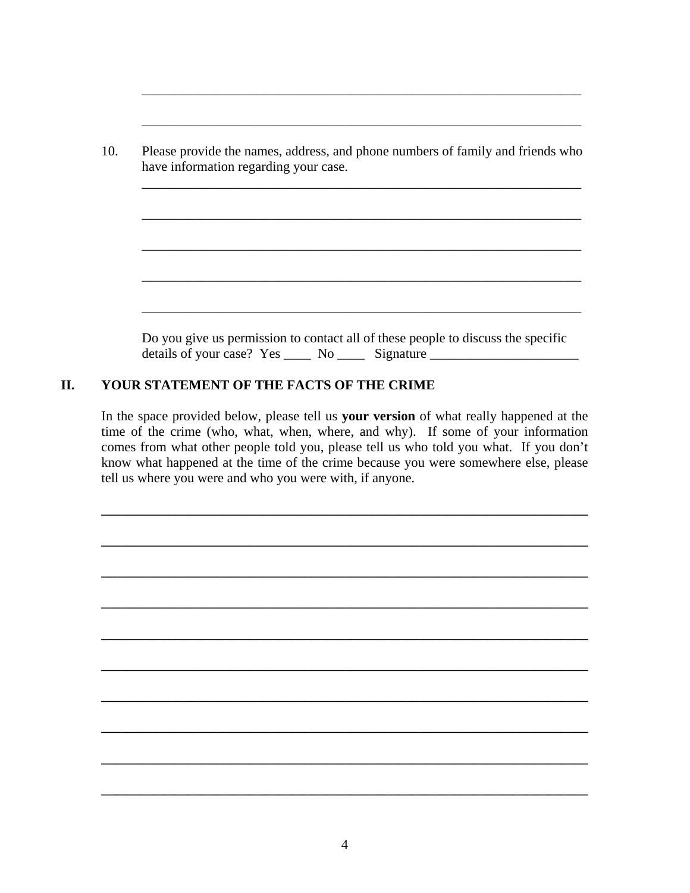\_\_\_\_\_\_\_\_\_\_\_\_\_\_\_\_\_\_\_\_\_\_\_\_\_\_\_\_\_\_\_\_\_\_\_\_\_\_\_\_\_\_\_\_\_\_\_\_\_\_\_\_\_\_\_\_\_\_\_\_\_\_\_\_

\_\_\_\_\_\_\_\_\_\_\_\_\_\_\_\_\_\_\_\_\_\_\_\_\_\_\_\_\_\_\_\_\_\_\_\_\_\_\_\_\_\_\_\_\_\_\_\_\_\_\_\_\_\_\_\_\_\_\_\_\_\_\_\_

10. Please provide the names, address, and phone numbers of family and friends who have information regarding your case.

\_\_\_\_\_\_\_\_\_\_\_\_\_\_\_\_\_\_\_\_\_\_\_\_\_\_\_\_\_\_\_\_\_\_\_\_\_\_\_\_\_\_\_\_\_\_\_\_\_\_\_\_\_\_\_\_\_\_\_\_\_\_\_\_

\_\_\_\_\_\_\_\_\_\_\_\_\_\_\_\_\_\_\_\_\_\_\_\_\_\_\_\_\_\_\_\_\_\_\_\_\_\_\_\_\_\_\_\_\_\_\_\_\_\_\_\_\_\_\_\_\_\_\_\_\_\_\_\_

\_\_\_\_\_\_\_\_\_\_\_\_\_\_\_\_\_\_\_\_\_\_\_\_\_\_\_\_\_\_\_\_\_\_\_\_\_\_\_\_\_\_\_\_\_\_\_\_\_\_\_\_\_\_\_\_\_\_\_\_\_\_\_\_

\_\_\_\_\_\_\_\_\_\_\_\_\_\_\_\_\_\_\_\_\_\_\_\_\_\_\_\_\_\_\_\_\_\_\_\_\_\_\_\_\_\_\_\_\_\_\_\_\_\_\_\_\_\_\_\_\_\_\_\_\_\_\_\_

\_\_\_\_\_\_\_\_\_\_\_\_\_\_\_\_\_\_\_\_\_\_\_\_\_\_\_\_\_\_\_\_\_\_\_\_\_\_\_\_\_\_\_\_\_\_\_\_\_\_\_\_\_\_\_\_\_\_\_\_\_\_\_\_

Do you give us permission to contact all of these people to discuss the specific details of your case? Yes \_\_\_\_ No \_\_\_\_ Signature \_\_\_\_\_\_\_\_\_\_\_\_\_\_\_\_\_\_\_\_\_\_

## II. YOUR STATEMENT OF THE FACTS OF THE CRIME

In the space provided below, please tell us **your version** of what really happened at the time of the crime (who, what, when, where, and why). If some of your information comes from what other people told you, please tell us who told you what. If you don't know what happened at the time of the crime because you were somewhere else, please tell us where you were and who you were with, if anyone.

\_\_\_\_\_\_\_\_\_\_\_\_\_\_\_\_\_\_\_\_\_\_\_\_\_\_\_\_\_\_\_\_\_\_\_\_\_\_\_\_\_\_\_\_\_\_\_\_\_\_\_\_\_\_\_\_\_\_\_\_\_\_\_\_\_\_\_\_\_

\_\_\_\_\_\_\_\_\_\_\_\_\_\_\_\_\_\_\_\_\_\_\_\_\_\_\_\_\_\_\_\_\_\_\_\_\_\_\_\_\_\_\_\_\_\_\_\_\_\_\_\_\_\_\_\_\_\_\_\_\_\_\_\_\_\_\_\_\_

\_\_\_\_\_\_\_\_\_\_\_\_\_\_\_\_\_\_\_\_\_\_\_\_\_\_\_\_\_\_\_\_\_\_\_\_\_\_\_\_\_\_\_\_\_\_\_\_\_\_\_\_\_\_\_\_\_\_\_\_\_\_\_\_\_\_\_\_\_

\_\_\_\_\_\_\_\_\_\_\_\_\_\_\_\_\_\_\_\_\_\_\_\_\_\_\_\_\_\_\_\_\_\_\_\_\_\_\_\_\_\_\_\_\_\_\_\_\_\_\_\_\_\_\_\_\_\_\_\_\_\_\_\_\_\_\_\_\_

\_\_\_\_\_\_\_\_\_\_\_\_\_\_\_\_\_\_\_\_\_\_\_\_\_\_\_\_\_\_\_\_\_\_\_\_\_\_\_\_\_\_\_\_\_\_\_\_\_\_\_\_\_\_\_\_\_\_\_\_\_\_\_\_\_\_\_\_\_

\_\_\_\_\_\_\_\_\_\_\_\_\_\_\_\_\_\_\_\_\_\_\_\_\_\_\_\_\_\_\_\_\_\_\_\_\_\_\_\_\_\_\_\_\_\_\_\_\_\_\_\_\_\_\_\_\_\_\_\_\_\_\_\_\_\_\_\_\_

\_\_\_\_\_\_\_\_\_\_\_\_\_\_\_\_\_\_\_\_\_\_\_\_\_\_\_\_\_\_\_\_\_\_\_\_\_\_\_\_\_\_\_\_\_\_\_\_\_\_\_\_\_\_\_\_\_\_\_\_\_\_\_\_\_\_\_\_\_

\_\_\_\_\_\_\_\_\_\_\_\_\_\_\_\_\_\_\_\_\_\_\_\_\_\_\_\_\_\_\_\_\_\_\_\_\_\_\_\_\_\_\_\_\_\_\_\_\_\_\_\_\_\_\_\_\_\_\_\_\_\_\_\_\_\_\_\_\_

\_\_\_\_\_\_\_\_\_\_\_\_\_\_\_\_\_\_\_\_\_\_\_\_\_\_\_\_\_\_\_\_\_\_\_\_\_\_\_\_\_\_\_\_\_\_\_\_\_\_\_\_\_\_\_\_\_\_\_\_\_\_\_\_\_\_\_\_\_

\_\_\_\_\_\_\_\_\_\_\_\_\_\_\_\_\_\_\_\_\_\_\_\_\_\_\_\_\_\_\_\_\_\_\_\_\_\_\_\_\_\_\_\_\_\_\_\_\_\_\_\_\_\_\_\_\_\_\_\_\_\_\_\_\_\_\_\_\_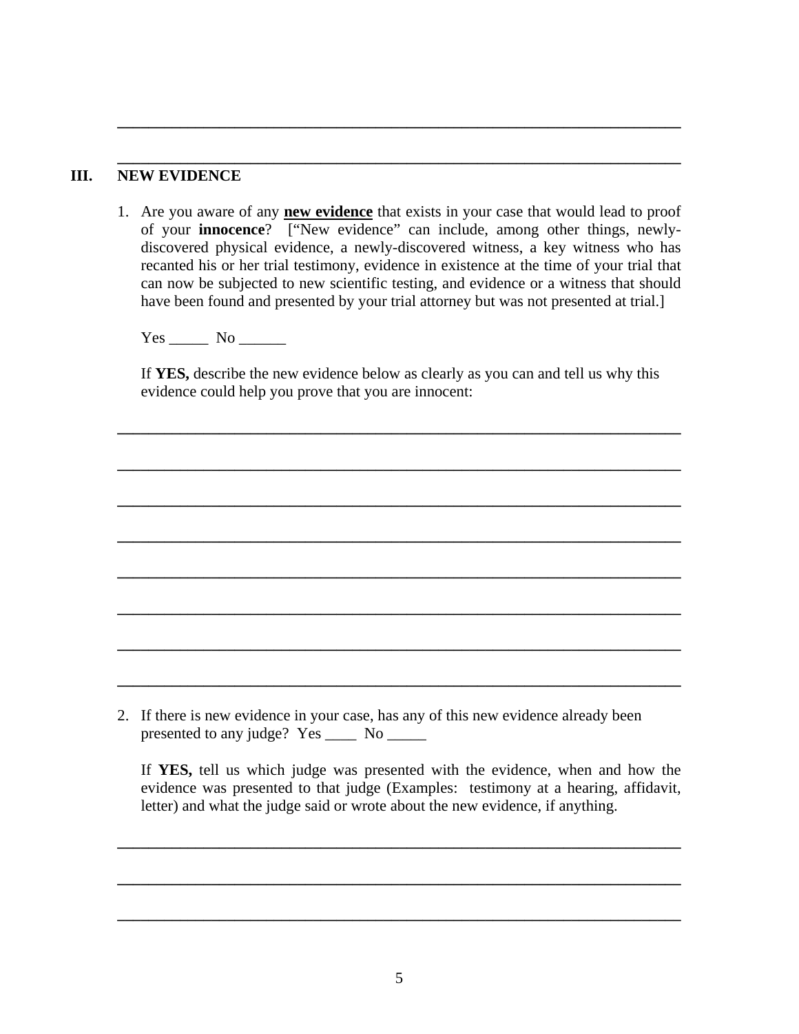\_\_\_\_\_\_\_\_\_\_\_\_\_\_\_\_\_\_\_\_\_\_\_\_\_\_\_\_\_\_\_\_\_\_\_\_\_\_\_\_\_\_\_\_\_\_\_\_\_\_\_\_\_\_\_\_\_\_\_\_\_\_\_\_\_\_\_\_\_\_\_\_

\_\_\_\_\_\_\_\_\_\_\_\_\_\_\_\_\_\_\_\_\_\_\_\_\_\_\_\_\_\_\_\_\_\_\_\_\_\_\_\_\_\_\_\_\_\_\_\_\_\_\_\_\_\_\_\_\_\_\_\_\_\_\_\_\_\_\_\_\_\_\_\_

## III. NEW EVIDENCE

1. Are you aware of any **new evidence** that exists in your case that would lead to proof of your **innocence**? ["New evidence" can include, among other things, newly-discovered physical evidence, a newly-discovered witness, a key witness who has recanted his or her trial testimony, evidence in existence at the time of your trial that can now be subjected to new scientific testing, and evidence or a witness that should have been found and presented by your trial attorney but was not presented at trial.]

   Yes \_\_\_\_\_ No \_\_\_\_\_\_

   If **YES,** describe the new evidence below as clearly as you can and tell us why this evidence could help you prove that you are innocent:

\_\_\_\_\_\_\_\_\_\_\_\_\_\_\_\_\_\_\_\_\_\_\_\_\_\_\_\_\_\_\_\_\_\_\_\_\_\_\_\_\_\_\_\_\_\_\_\_\_\_\_\_\_\_\_\_\_\_\_\_\_\_\_\_\_\_\_\_\_\_\_\_

\_\_\_\_\_\_\_\_\_\_\_\_\_\_\_\_\_\_\_\_\_\_\_\_\_\_\_\_\_\_\_\_\_\_\_\_\_\_\_\_\_\_\_\_\_\_\_\_\_\_\_\_\_\_\_\_\_\_\_\_\_\_\_\_\_\_\_\_\_\_\_\_

\_\_\_\_\_\_\_\_\_\_\_\_\_\_\_\_\_\_\_\_\_\_\_\_\_\_\_\_\_\_\_\_\_\_\_\_\_\_\_\_\_\_\_\_\_\_\_\_\_\_\_\_\_\_\_\_\_\_\_\_\_\_\_\_\_\_\_\_\_\_\_\_

\_\_\_\_\_\_\_\_\_\_\_\_\_\_\_\_\_\_\_\_\_\_\_\_\_\_\_\_\_\_\_\_\_\_\_\_\_\_\_\_\_\_\_\_\_\_\_\_\_\_\_\_\_\_\_\_\_\_\_\_\_\_\_\_\_\_\_\_\_\_\_\_

\_\_\_\_\_\_\_\_\_\_\_\_\_\_\_\_\_\_\_\_\_\_\_\_\_\_\_\_\_\_\_\_\_\_\_\_\_\_\_\_\_\_\_\_\_\_\_\_\_\_\_\_\_\_\_\_\_\_\_\_\_\_\_\_\_\_\_\_\_\_\_\_

\_\_\_\_\_\_\_\_\_\_\_\_\_\_\_\_\_\_\_\_\_\_\_\_\_\_\_\_\_\_\_\_\_\_\_\_\_\_\_\_\_\_\_\_\_\_\_\_\_\_\_\_\_\_\_\_\_\_\_\_\_\_\_\_\_\_\_\_\_\_\_\_

\_\_\_\_\_\_\_\_\_\_\_\_\_\_\_\_\_\_\_\_\_\_\_\_\_\_\_\_\_\_\_\_\_\_\_\_\_\_\_\_\_\_\_\_\_\_\_\_\_\_\_\_\_\_\_\_\_\_\_\_\_\_\_\_\_\_\_\_\_\_\_\_

\_\_\_\_\_\_\_\_\_\_\_\_\_\_\_\_\_\_\_\_\_\_\_\_\_\_\_\_\_\_\_\_\_\_\_\_\_\_\_\_\_\_\_\_\_\_\_\_\_\_\_\_\_\_\_\_\_\_\_\_\_\_\_\_\_\_\_\_\_\_\_\_

2. If there is new evidence in your case, has any of this new evidence already been presented to any judge? Yes \_\_\_\_ No \_\_\_\_\_

   If **YES,** tell us which judge was presented with the evidence, when and how the evidence was presented to that judge (Examples: testimony at a hearing, affidavit, letter) and what the judge said or wrote about the new evidence, if anything.

\_\_\_\_\_\_\_\_\_\_\_\_\_\_\_\_\_\_\_\_\_\_\_\_\_\_\_\_\_\_\_\_\_\_\_\_\_\_\_\_\_\_\_\_\_\_\_\_\_\_\_\_\_\_\_\_\_\_\_\_\_\_\_\_\_\_\_\_\_\_\_\_

\_\_\_\_\_\_\_\_\_\_\_\_\_\_\_\_\_\_\_\_\_\_\_\_\_\_\_\_\_\_\_\_\_\_\_\_\_\_\_\_\_\_\_\_\_\_\_\_\_\_\_\_\_\_\_\_\_\_\_\_\_\_\_\_\_\_\_\_\_\_\_\_

\_\_\_\_\_\_\_\_\_\_\_\_\_\_\_\_\_\_\_\_\_\_\_\_\_\_\_\_\_\_\_\_\_\_\_\_\_\_\_\_\_\_\_\_\_\_\_\_\_\_\_\_\_\_\_\_\_\_\_\_\_\_\_\_\_\_\_\_\_\_\_\_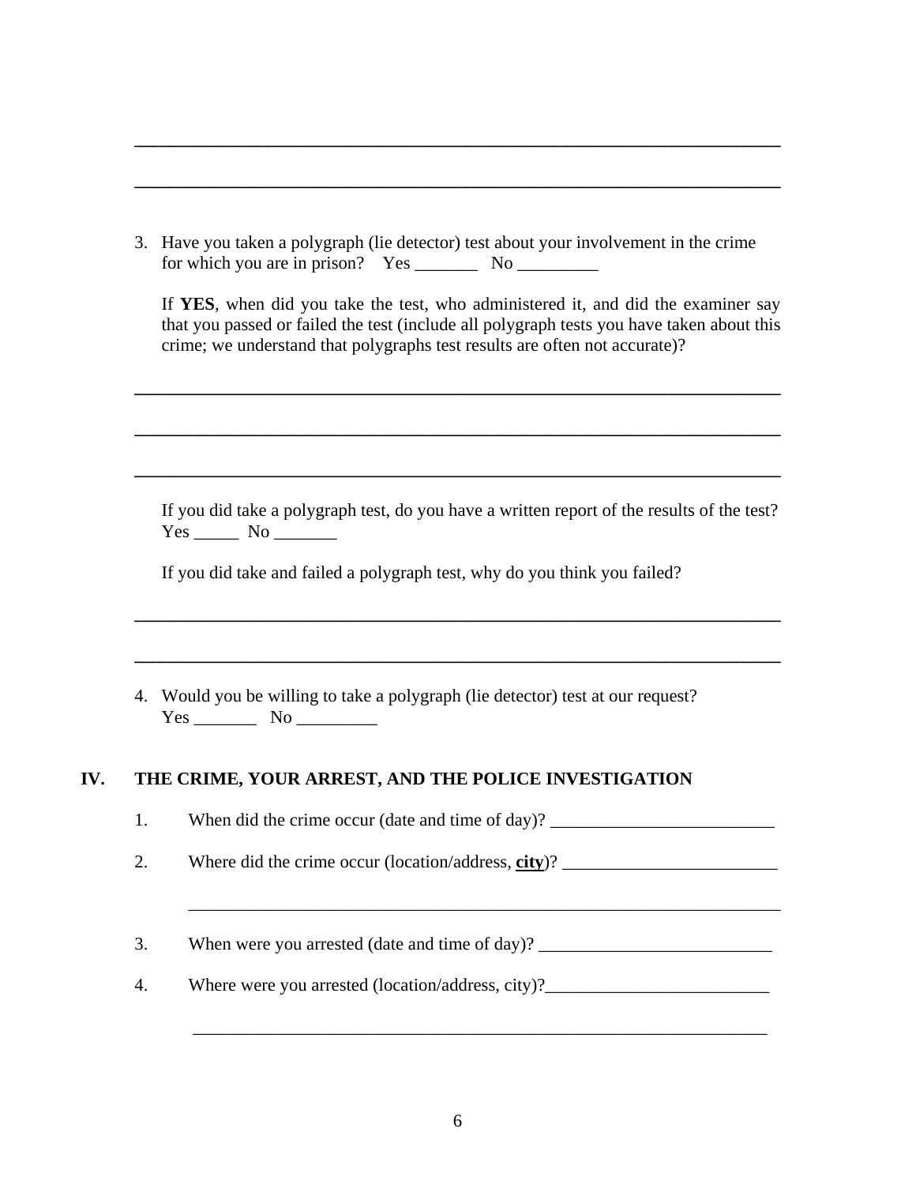\_\_\_\_\_\_\_\_\_\_\_\_\_\_\_\_\_\_\_\_\_\_\_\_\_\_\_\_\_\_\_\_\_\_\_\_\_\_\_\_\_\_\_\_\_\_\_\_\_\_\_\_\_\_\_\_\_\_\_\_\_\_\_\_\_\_\_\_\_\_

\_\_\_\_\_\_\_\_\_\_\_\_\_\_\_\_\_\_\_\_\_\_\_\_\_\_\_\_\_\_\_\_\_\_\_\_\_\_\_\_\_\_\_\_\_\_\_\_\_\_\_\_\_\_\_\_\_\_\_\_\_\_\_\_\_\_\_\_\_\_

3. Have you taken a polygraph (lie detector) test about your involvement in the crime for which you are in prison? Yes _______ No _________

   If **YES**, when did you take the test, who administered it, and did the examiner say that you passed or failed the test (include all polygraph tests you have taken about this crime; we understand that polygraphs test results are often not accurate)?

   \_\_\_\_\_\_\_\_\_\_\_\_\_\_\_\_\_\_\_\_\_\_\_\_\_\_\_\_\_\_\_\_\_\_\_\_\_\_\_\_\_\_\_\_\_\_\_\_\_\_\_\_\_\_\_\_\_\_\_\_\_\_\_\_\_\_\_\_\_\_

   \_\_\_\_\_\_\_\_\_\_\_\_\_\_\_\_\_\_\_\_\_\_\_\_\_\_\_\_\_\_\_\_\_\_\_\_\_\_\_\_\_\_\_\_\_\_\_\_\_\_\_\_\_\_\_\_\_\_\_\_\_\_\_\_\_\_\_\_\_\_

   \_\_\_\_\_\_\_\_\_\_\_\_\_\_\_\_\_\_\_\_\_\_\_\_\_\_\_\_\_\_\_\_\_\_\_\_\_\_\_\_\_\_\_\_\_\_\_\_\_\_\_\_\_\_\_\_\_\_\_\_\_\_\_\_\_\_\_\_\_\_

   If you did take a polygraph test, do you have a written report of the results of the test? Yes _____ No _______

   If you did take and failed a polygraph test, why do you think you failed?

   \_\_\_\_\_\_\_\_\_\_\_\_\_\_\_\_\_\_\_\_\_\_\_\_\_\_\_\_\_\_\_\_\_\_\_\_\_\_\_\_\_\_\_\_\_\_\_\_\_\_\_\_\_\_\_\_\_\_\_\_\_\_\_\_\_\_\_\_\_\_

   \_\_\_\_\_\_\_\_\_\_\_\_\_\_\_\_\_\_\_\_\_\_\_\_\_\_\_\_\_\_\_\_\_\_\_\_\_\_\_\_\_\_\_\_\_\_\_\_\_\_\_\_\_\_\_\_\_\_\_\_\_\_\_\_\_\_\_\_\_\_

4. Would you be willing to take a polygraph (lie detector) test at our request? Yes _______ No _________

## IV. THE CRIME, YOUR ARREST, AND THE POLICE INVESTIGATION

1. When did the crime occur (date and time of day)? _________________________

2. Where did the crime occur (location/address, **<u>city</u>**)? ________________________

   \_\_\_\_\_\_\_\_\_\_\_\_\_\_\_\_\_\_\_\_\_\_\_\_\_\_\_\_\_\_\_\_\_\_\_\_\_\_\_\_\_\_\_\_\_\_\_\_\_\_\_\_\_\_\_\_\_\_\_\_\_\_\_\_\_\_\_\_

3. When were you arrested (date and time of day)? __________________________

4. Where were you arrested (location/address, city)?_________________________

   \_\_\_\_\_\_\_\_\_\_\_\_\_\_\_\_\_\_\_\_\_\_\_\_\_\_\_\_\_\_\_\_\_\_\_\_\_\_\_\_\_\_\_\_\_\_\_\_\_\_\_\_\_\_\_\_\_\_\_\_\_\_\_\_\_\_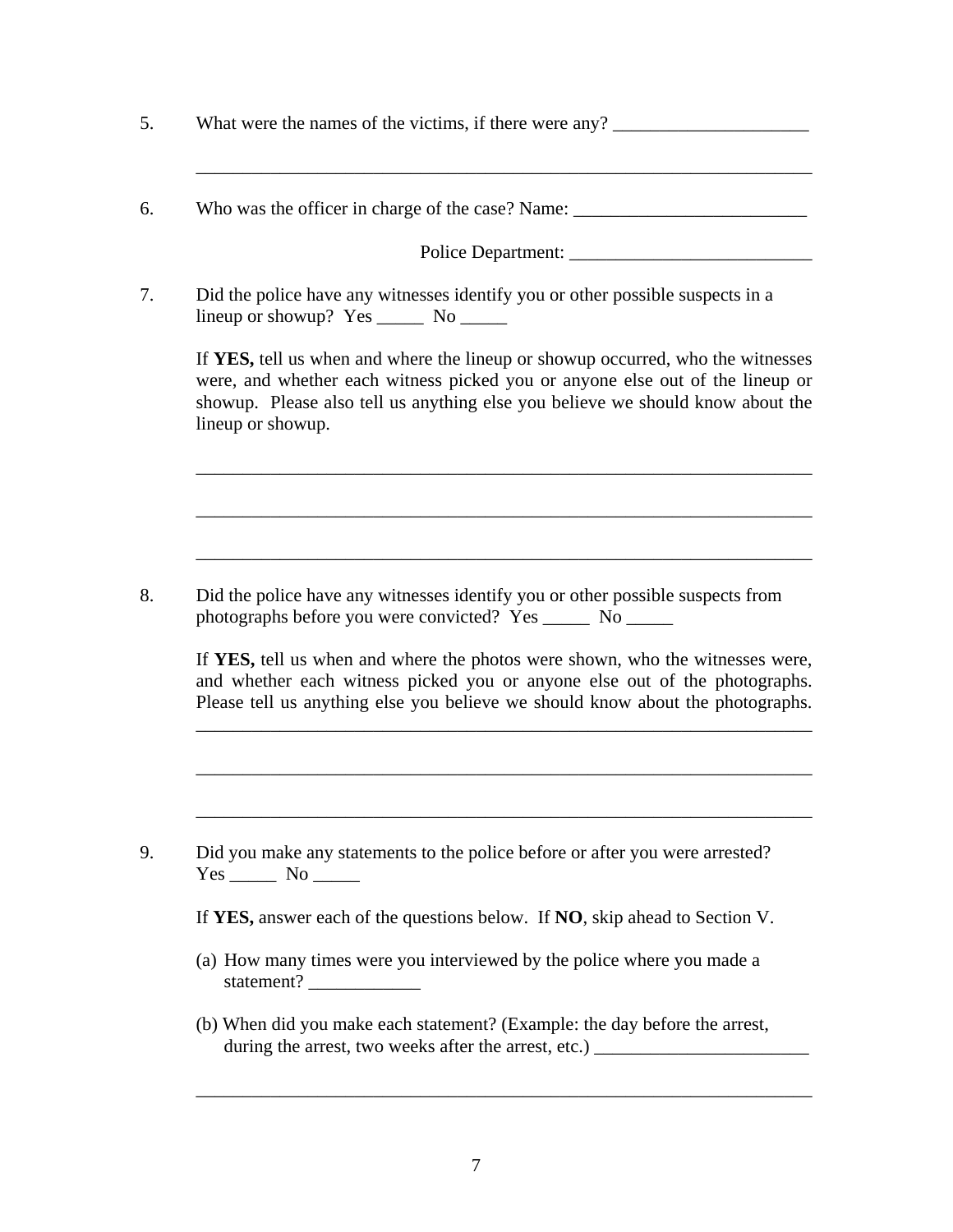5. What were the names of the victims, if there were any? ______________________

_____________________________________________________________________

6. Who was the officer in charge of the case? Name: _________________________

Police Department: __________________________

7. Did the police have any witnesses identify you or other possible suspects in a lineup or showup? Yes _____ No _____

   If **YES,** tell us when and where the lineup or showup occurred, who the witnesses were, and whether each witness picked you or anyone else out of the lineup or showup. Please also tell us anything else you believe we should know about the lineup or showup.

   _____________________________________________________________________

   _____________________________________________________________________

   _____________________________________________________________________

8. Did the police have any witnesses identify you or other possible suspects from photographs before you were convicted? Yes _____ No _____

   If **YES,** tell us when and where the photos were shown, who the witnesses were, and whether each witness picked you or anyone else out of the photographs. Please tell us anything else you believe we should know about the photographs.

   _____________________________________________________________________

   _____________________________________________________________________

   _____________________________________________________________________

9. Did you make any statements to the police before or after you were arrested? Yes _____ No _____

   If **YES,** answer each of the questions below. If **NO**, skip ahead to Section V.

   (a) How many times were you interviewed by the police where you made a statement? ____________

   (b) When did you make each statement? (Example: the day before the arrest, during the arrest, two weeks after the arrest, etc.) _______________________

   _____________________________________________________________________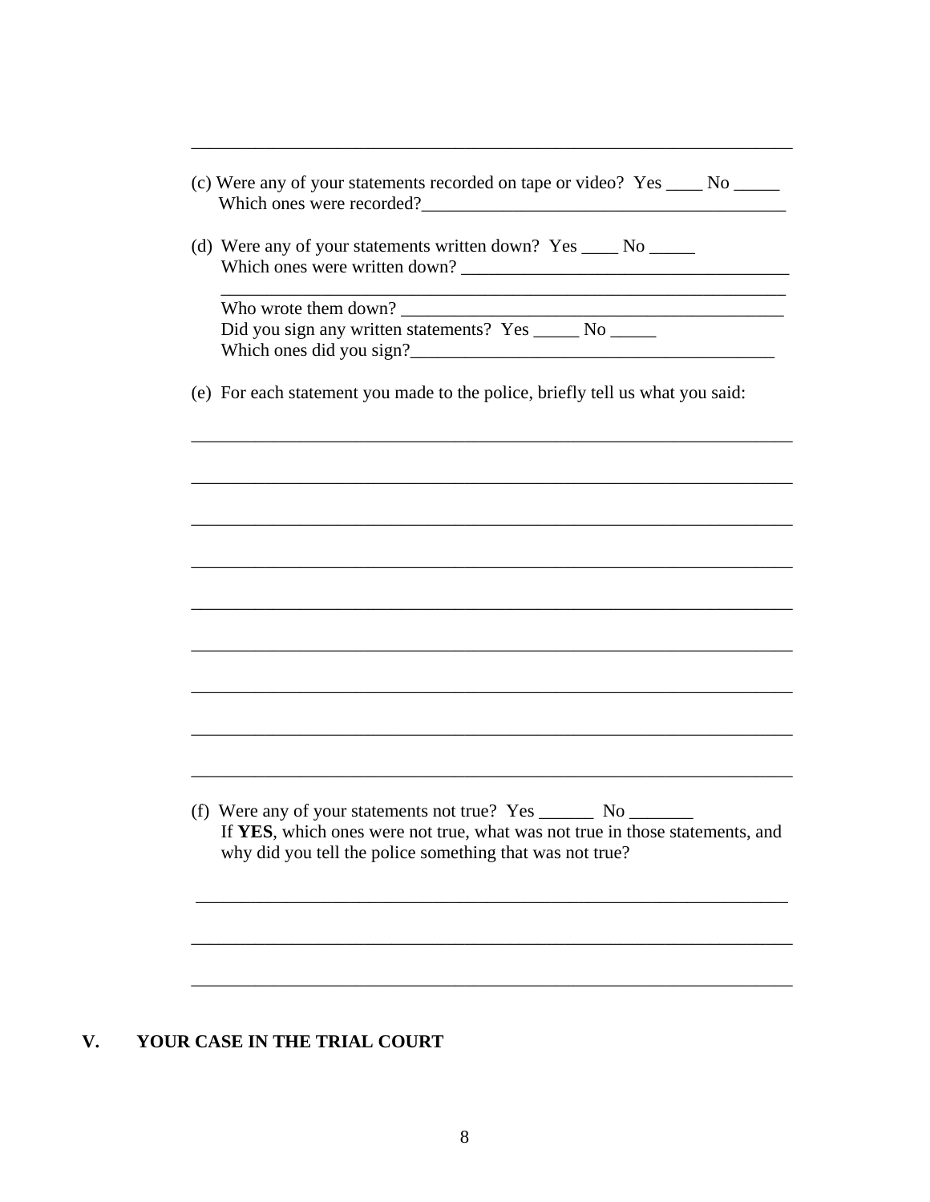\_\_\_\_\_\_\_\_\_\_\_\_\_\_\_\_\_\_\_\_\_\_\_\_\_\_\_\_\_\_\_\_\_\_\_\_\_\_\_\_\_\_\_\_\_\_\_\_\_\_\_\_\_\_\_\_\_\_\_\_\_\_\_\_\_\_

(c) Were any of your statements recorded on tape or video? Yes \_\_\_\_ No \_\_\_\_\_
Which ones were recorded?\_\_\_\_\_\_\_\_\_\_\_\_\_\_\_\_\_\_\_\_\_\_\_\_\_\_\_\_\_\_\_\_\_\_\_\_\_\_\_\_

(d) Were any of your statements written down? Yes \_\_\_\_ No \_\_\_\_\_
Which ones were written down? \_\_\_\_\_\_\_\_\_\_\_\_\_\_\_\_\_\_\_\_\_\_\_\_\_\_\_\_\_\_\_\_\_\_\_\_
\_\_\_\_\_\_\_\_\_\_\_\_\_\_\_\_\_\_\_\_\_\_\_\_\_\_\_\_\_\_\_\_\_\_\_\_\_\_\_\_\_\_\_\_\_\_\_\_\_\_\_\_\_\_\_\_\_\_\_\_\_\_\_\_
Who wrote them down? \_\_\_\_\_\_\_\_\_\_\_\_\_\_\_\_\_\_\_\_\_\_\_\_\_\_\_\_\_\_\_\_\_\_\_\_\_\_\_\_\_\_
Did you sign any written statements? Yes \_\_\_\_\_ No \_\_\_\_\_
Which ones did you sign?\_\_\_\_\_\_\_\_\_\_\_\_\_\_\_\_\_\_\_\_\_\_\_\_\_\_\_\_\_\_\_\_\_\_\_\_\_\_\_\_

(e) For each statement you made to the police, briefly tell us what you said:

\_\_\_\_\_\_\_\_\_\_\_\_\_\_\_\_\_\_\_\_\_\_\_\_\_\_\_\_\_\_\_\_\_\_\_\_\_\_\_\_\_\_\_\_\_\_\_\_\_\_\_\_\_\_\_\_\_\_\_\_\_\_\_\_\_\_

\_\_\_\_\_\_\_\_\_\_\_\_\_\_\_\_\_\_\_\_\_\_\_\_\_\_\_\_\_\_\_\_\_\_\_\_\_\_\_\_\_\_\_\_\_\_\_\_\_\_\_\_\_\_\_\_\_\_\_\_\_\_\_\_\_\_

\_\_\_\_\_\_\_\_\_\_\_\_\_\_\_\_\_\_\_\_\_\_\_\_\_\_\_\_\_\_\_\_\_\_\_\_\_\_\_\_\_\_\_\_\_\_\_\_\_\_\_\_\_\_\_\_\_\_\_\_\_\_\_\_\_\_

\_\_\_\_\_\_\_\_\_\_\_\_\_\_\_\_\_\_\_\_\_\_\_\_\_\_\_\_\_\_\_\_\_\_\_\_\_\_\_\_\_\_\_\_\_\_\_\_\_\_\_\_\_\_\_\_\_\_\_\_\_\_\_\_\_\_

\_\_\_\_\_\_\_\_\_\_\_\_\_\_\_\_\_\_\_\_\_\_\_\_\_\_\_\_\_\_\_\_\_\_\_\_\_\_\_\_\_\_\_\_\_\_\_\_\_\_\_\_\_\_\_\_\_\_\_\_\_\_\_\_\_\_

\_\_\_\_\_\_\_\_\_\_\_\_\_\_\_\_\_\_\_\_\_\_\_\_\_\_\_\_\_\_\_\_\_\_\_\_\_\_\_\_\_\_\_\_\_\_\_\_\_\_\_\_\_\_\_\_\_\_\_\_\_\_\_\_\_\_

\_\_\_\_\_\_\_\_\_\_\_\_\_\_\_\_\_\_\_\_\_\_\_\_\_\_\_\_\_\_\_\_\_\_\_\_\_\_\_\_\_\_\_\_\_\_\_\_\_\_\_\_\_\_\_\_\_\_\_\_\_\_\_\_\_\_

\_\_\_\_\_\_\_\_\_\_\_\_\_\_\_\_\_\_\_\_\_\_\_\_\_\_\_\_\_\_\_\_\_\_\_\_\_\_\_\_\_\_\_\_\_\_\_\_\_\_\_\_\_\_\_\_\_\_\_\_\_\_\_\_\_\_

\_\_\_\_\_\_\_\_\_\_\_\_\_\_\_\_\_\_\_\_\_\_\_\_\_\_\_\_\_\_\_\_\_\_\_\_\_\_\_\_\_\_\_\_\_\_\_\_\_\_\_\_\_\_\_\_\_\_\_\_\_\_\_\_\_\_

(f) Were any of your statements not true? Yes \_\_\_\_\_\_ No \_\_\_\_\_\_\_
If **YES**, which ones were not true, what was not true in those statements, and why did you tell the police something that was not true?

\_\_\_\_\_\_\_\_\_\_\_\_\_\_\_\_\_\_\_\_\_\_\_\_\_\_\_\_\_\_\_\_\_\_\_\_\_\_\_\_\_\_\_\_\_\_\_\_\_\_\_\_\_\_\_\_\_\_\_\_\_\_\_\_\_\_

\_\_\_\_\_\_\_\_\_\_\_\_\_\_\_\_\_\_\_\_\_\_\_\_\_\_\_\_\_\_\_\_\_\_\_\_\_\_\_\_\_\_\_\_\_\_\_\_\_\_\_\_\_\_\_\_\_\_\_\_\_\_\_\_\_\_

\_\_\_\_\_\_\_\_\_\_\_\_\_\_\_\_\_\_\_\_\_\_\_\_\_\_\_\_\_\_\_\_\_\_\_\_\_\_\_\_\_\_\_\_\_\_\_\_\_\_\_\_\_\_\_\_\_\_\_\_\_\_\_\_\_\_

## V. YOUR CASE IN THE TRIAL COURT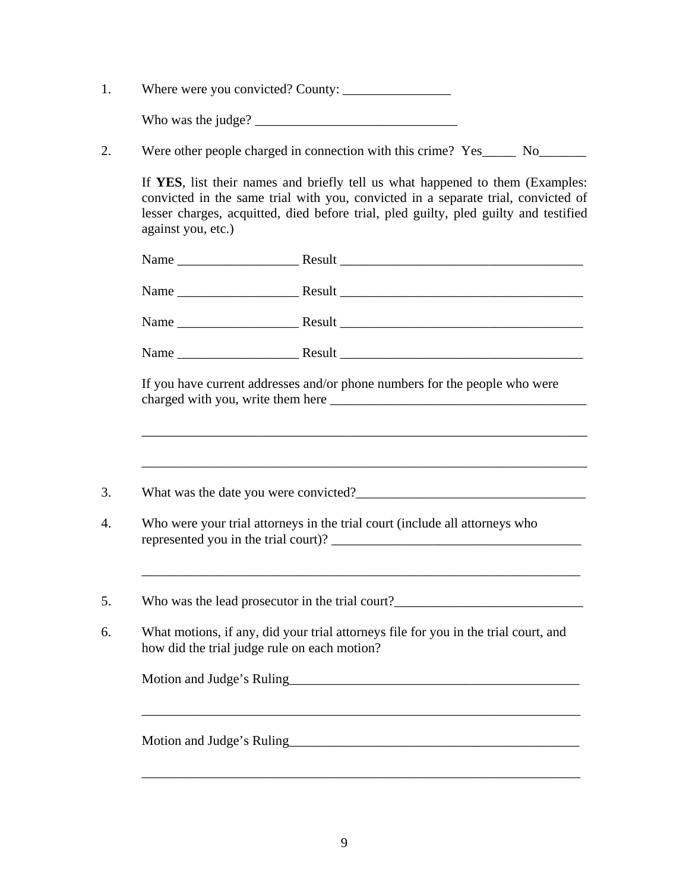1. Where were you convicted? County: ________________

   Who was the judge? ______________________________

2. Were other people charged in connection with this crime? Yes_____ No_______

   If **YES**, list their names and briefly tell us what happened to them (Examples: convicted in the same trial with you, convicted in a separate trial, convicted of lesser charges, acquitted, died before trial, pled guilty, pled guilty and testified against you, etc.)

   Name __________________ Result ____________________________________

   Name __________________ Result ____________________________________

   Name __________________ Result ____________________________________

   Name __________________ Result ____________________________________

   If you have current addresses and/or phone numbers for the people who were charged with you, write them here ______________________________________

   ____________________________________________________________________

   ____________________________________________________________________

3. What was the date you were convicted?__________________________________

4. Who were your trial attorneys in the trial court (include all attorneys who represented you in the trial court)? _____________________________________

   ____________________________________________________________________

5. Who was the lead prosecutor in the trial court?____________________________

6. What motions, if any, did your trial attorneys file for you in the trial court, and how did the trial judge rule on each motion?

   Motion and Judge's Ruling___________________________________________

   ____________________________________________________________________

   Motion and Judge's Ruling___________________________________________

   ____________________________________________________________________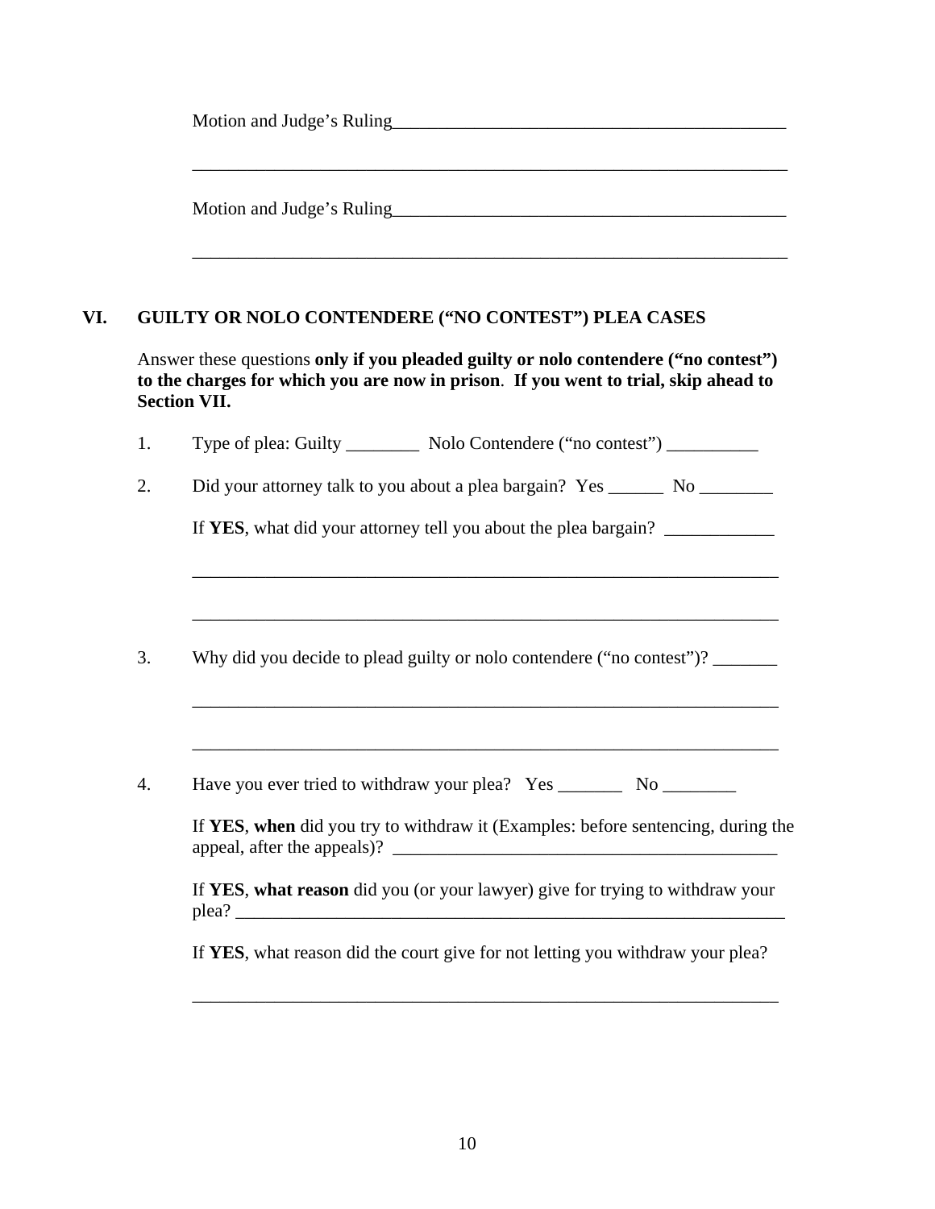Motion and Judge's Ruling____________________________________________

_________________________________________________________________

Motion and Judge's Ruling____________________________________________

_________________________________________________________________

## VI. GUILTY OR NOLO CONTENDERE ("NO CONTEST") PLEA CASES

Answer these questions **only if you pleaded guilty or nolo contendere ("no contest") to the charges for which you are now in prison**. **If you went to trial, skip ahead to Section VII.**

1. Type of plea: Guilty ________ Nolo Contendere ("no contest") __________

2. Did your attorney talk to you about a plea bargain? Yes ______ No ________

   If **YES**, what did your attorney tell you about the plea bargain? ____________

   _________________________________________________________________

   _________________________________________________________________

3. Why did you decide to plead guilty or nolo contendere ("no contest")? _______

   _________________________________________________________________

   _________________________________________________________________

4. Have you ever tried to withdraw your plea? Yes _______ No ________

   If **YES**, **when** did you try to withdraw it (Examples: before sentencing, during the appeal, after the appeals)? __________________________________________

   If **YES**, **what reason** did you (or your lawyer) give for trying to withdraw your plea? _______________________________________________________________

   If **YES**, what reason did the court give for not letting you withdraw your plea?

   _________________________________________________________________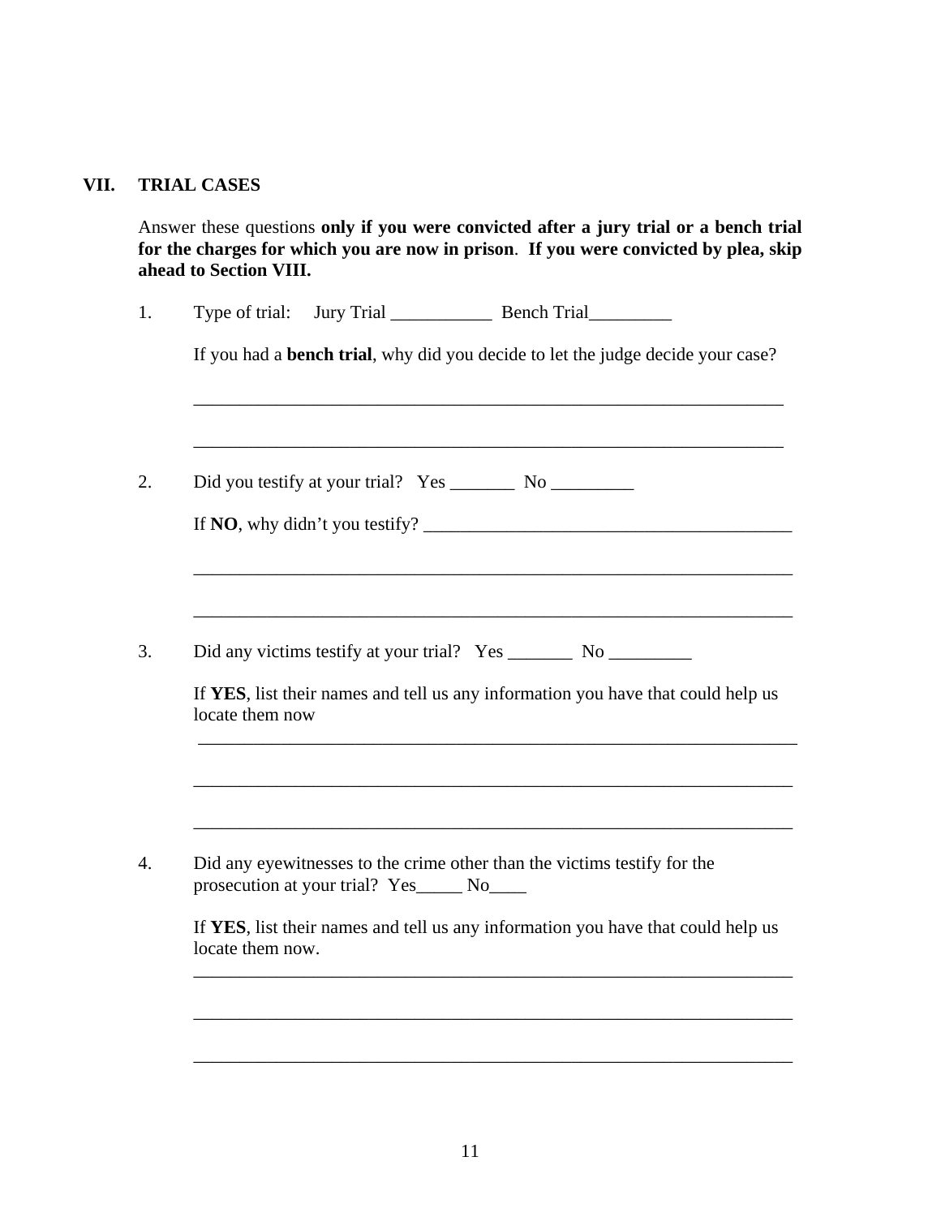## VII. TRIAL CASES

Answer these questions **only if you were convicted after a jury trial or a bench trial for the charges for which you are now in prison**. **If you were convicted by plea, skip ahead to Section VIII.**

1. Type of trial: Jury Trial ___________ Bench Trial_________

   If you had a **bench trial**, why did you decide to let the judge decide your case?

   ____________________________________________________________________

   ____________________________________________________________________

2. Did you testify at your trial? Yes _______ No _________

   If **NO**, why didn't you testify? _________________________________________

   ____________________________________________________________________

   ____________________________________________________________________

3. Did any victims testify at your trial? Yes _______ No _________

   If **YES**, list their names and tell us any information you have that could help us locate them now

   ____________________________________________________________________

   ____________________________________________________________________

   ____________________________________________________________________

4. Did any eyewitnesses to the crime other than the victims testify for the prosecution at your trial? Yes_____ No____

   If **YES**, list their names and tell us any information you have that could help us locate them now.

   ____________________________________________________________________

   ____________________________________________________________________

   ____________________________________________________________________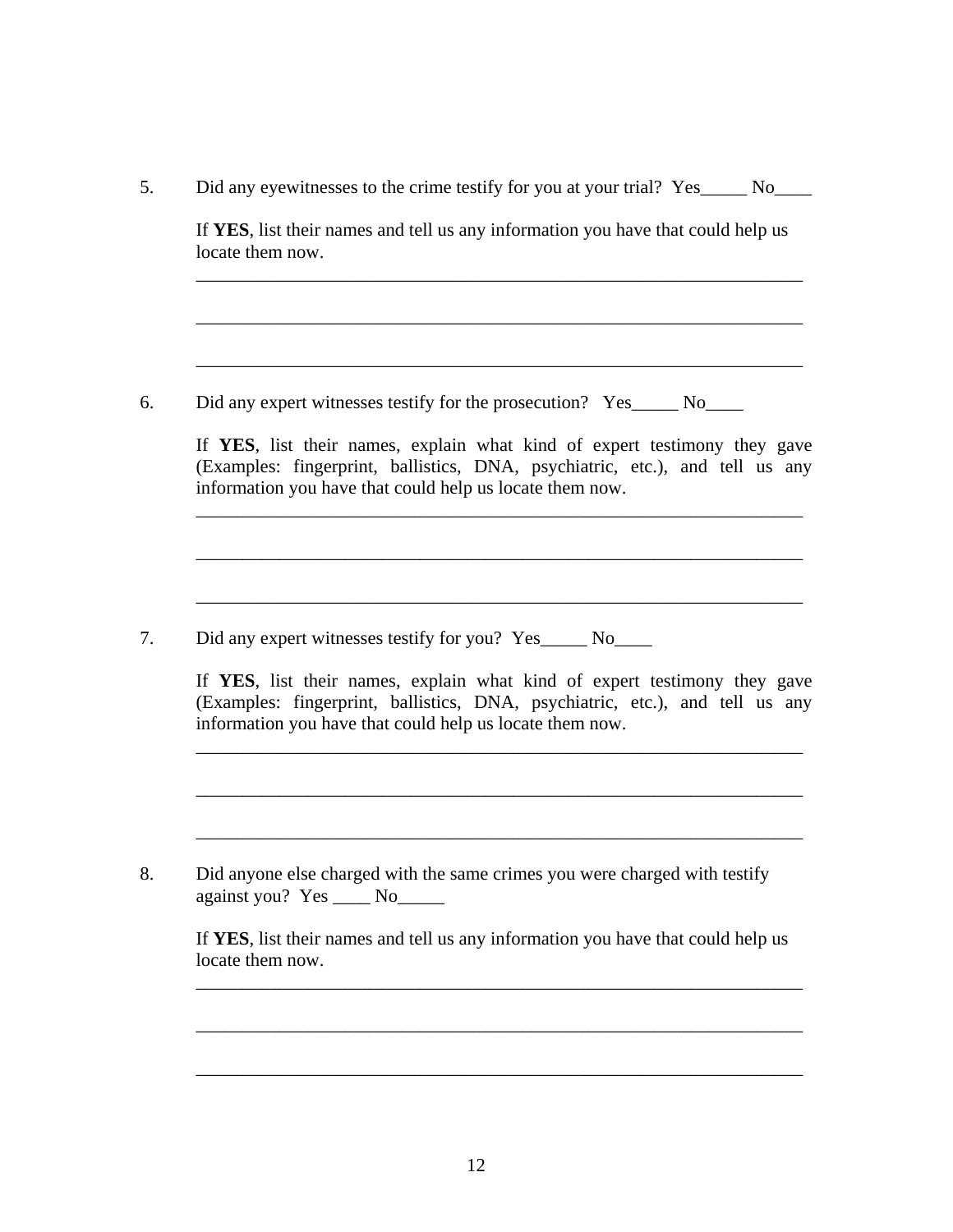5. Did any eyewitnesses to the crime testify for you at your trial? Yes_____ No____

   If **YES**, list their names and tell us any information you have that could help us locate them now.

   ____________________________________________________________________

   ____________________________________________________________________

   ____________________________________________________________________

6. Did any expert witnesses testify for the prosecution? Yes_____ No____

   If **YES**, list their names, explain what kind of expert testimony they gave (Examples: fingerprint, ballistics, DNA, psychiatric, etc.), and tell us any information you have that could help us locate them now.

   ____________________________________________________________________

   ____________________________________________________________________

   ____________________________________________________________________

7. Did any expert witnesses testify for you? Yes_____ No____

   If **YES**, list their names, explain what kind of expert testimony they gave (Examples: fingerprint, ballistics, DNA, psychiatric, etc.), and tell us any information you have that could help us locate them now.

   ____________________________________________________________________

   ____________________________________________________________________

   ____________________________________________________________________

8. Did anyone else charged with the same crimes you were charged with testify against you? Yes ____ No_____

   If **YES**, list their names and tell us any information you have that could help us locate them now.

   ____________________________________________________________________

   ____________________________________________________________________

   ____________________________________________________________________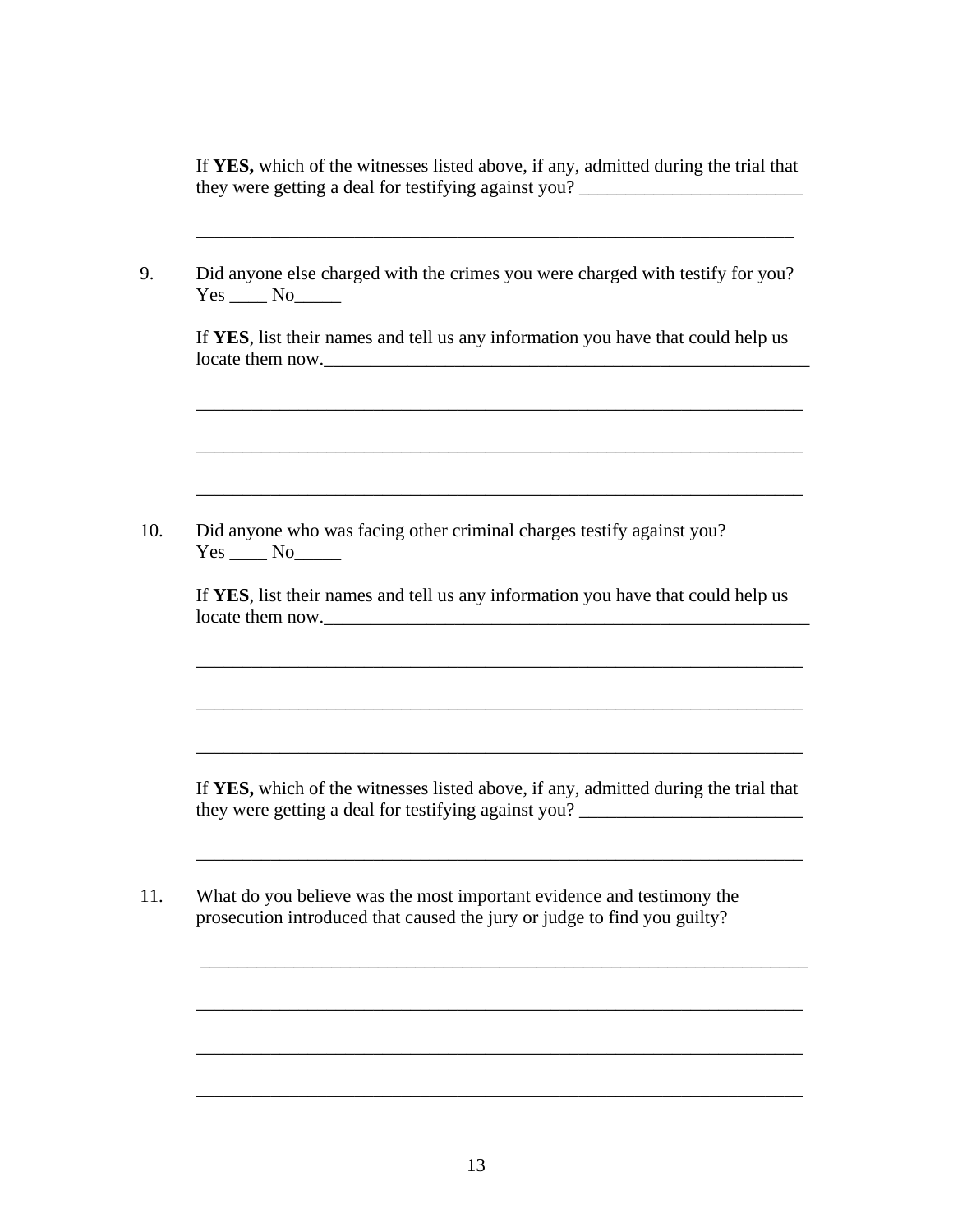If **YES,** which of the witnesses listed above, if any, admitted during the trial that they were getting a deal for testifying against you? ________________________

_________________________________________________________________

9. Did anyone else charged with the crimes you were charged with testify for you?
   Yes ____ No_____

   If **YES**, list their names and tell us any information you have that could help us locate them now._______________________________________________________

   _________________________________________________________________

   _________________________________________________________________

   _________________________________________________________________

10. Did anyone who was facing other criminal charges testify against you?
    Yes ____ No_____

    If **YES**, list their names and tell us any information you have that could help us locate them now._______________________________________________________

    _________________________________________________________________

    _________________________________________________________________

    _________________________________________________________________

    If **YES,** which of the witnesses listed above, if any, admitted during the trial that they were getting a deal for testifying against you? ________________________

    _________________________________________________________________

11. What do you believe was the most important evidence and testimony the prosecution introduced that caused the jury or judge to find you guilty?

    _________________________________________________________________

    _________________________________________________________________

    _________________________________________________________________

    _________________________________________________________________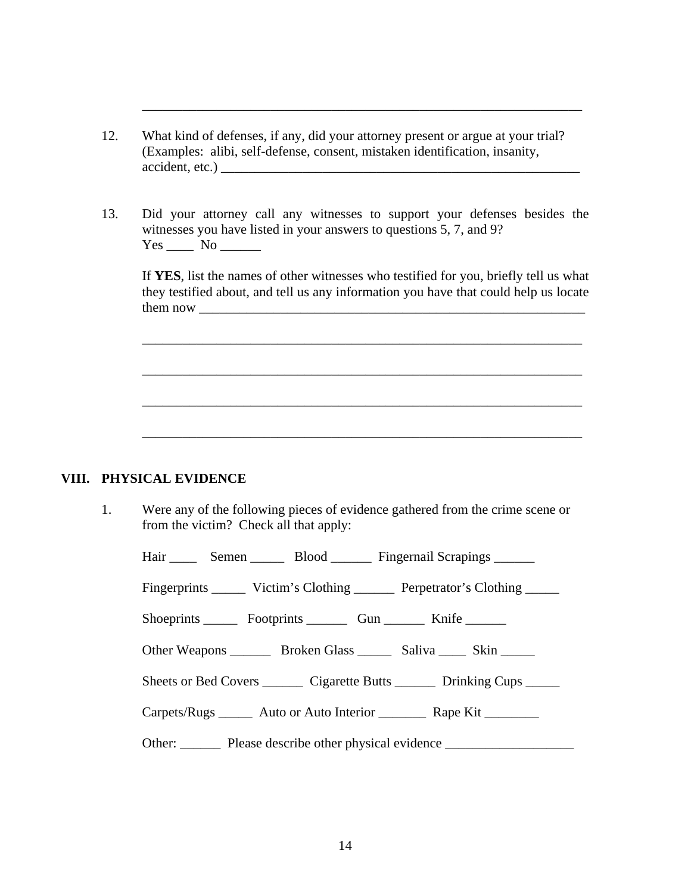\_\_\_\_\_\_\_\_\_\_\_\_\_\_\_\_\_\_\_\_\_\_\_\_\_\_\_\_\_\_\_\_\_\_\_\_\_\_\_\_\_\_\_\_\_\_\_\_\_\_\_\_\_\_\_\_\_\_\_\_\_\_\_\_\_

12. What kind of defenses, if any, did your attorney present or argue at your trial? (Examples: alibi, self-defense, consent, mistaken identification, insanity, accident, etc.) \_\_\_\_\_\_\_\_\_\_\_\_\_\_\_\_\_\_\_\_\_\_\_\_\_\_\_\_\_\_\_\_\_\_\_\_\_\_\_\_\_\_\_\_\_\_\_\_\_\_\_\_\_\_\_

13. Did your attorney call any witnesses to support your defenses besides the witnesses you have listed in your answers to questions 5, 7, and 9?
    Yes \_\_\_\_ No \_\_\_\_\_\_

    If **YES**, list the names of other witnesses who testified for you, briefly tell us what they testified about, and tell us any information you have that could help us locate them now \_\_\_\_\_\_\_\_\_\_\_\_\_\_\_\_\_\_\_\_\_\_\_\_\_\_\_\_\_\_\_\_\_\_\_\_\_\_\_\_\_\_\_\_\_\_\_\_\_\_\_\_\_\_\_\_\_\_\_\_

    \_\_\_\_\_\_\_\_\_\_\_\_\_\_\_\_\_\_\_\_\_\_\_\_\_\_\_\_\_\_\_\_\_\_\_\_\_\_\_\_\_\_\_\_\_\_\_\_\_\_\_\_\_\_\_\_\_\_\_\_\_\_\_\_\_

    \_\_\_\_\_\_\_\_\_\_\_\_\_\_\_\_\_\_\_\_\_\_\_\_\_\_\_\_\_\_\_\_\_\_\_\_\_\_\_\_\_\_\_\_\_\_\_\_\_\_\_\_\_\_\_\_\_\_\_\_\_\_\_\_\_

    \_\_\_\_\_\_\_\_\_\_\_\_\_\_\_\_\_\_\_\_\_\_\_\_\_\_\_\_\_\_\_\_\_\_\_\_\_\_\_\_\_\_\_\_\_\_\_\_\_\_\_\_\_\_\_\_\_\_\_\_\_\_\_\_\_

    \_\_\_\_\_\_\_\_\_\_\_\_\_\_\_\_\_\_\_\_\_\_\_\_\_\_\_\_\_\_\_\_\_\_\_\_\_\_\_\_\_\_\_\_\_\_\_\_\_\_\_\_\_\_\_\_\_\_\_\_\_\_\_\_\_

## VIII. PHYSICAL EVIDENCE

1. Were any of the following pieces of evidence gathered from the crime scene or from the victim? Check all that apply:

   Hair \_\_\_\_ Semen \_\_\_\_\_ Blood \_\_\_\_\_\_ Fingernail Scrapings \_\_\_\_\_\_

   Fingerprints \_\_\_\_\_ Victim's Clothing \_\_\_\_\_\_ Perpetrator's Clothing \_\_\_\_\_

   Shoeprints \_\_\_\_\_ Footprints \_\_\_\_\_\_ Gun \_\_\_\_\_\_ Knife \_\_\_\_\_\_

   Other Weapons \_\_\_\_\_\_ Broken Glass \_\_\_\_\_ Saliva \_\_\_\_ Skin \_\_\_\_\_

   Sheets or Bed Covers \_\_\_\_\_\_ Cigarette Butts \_\_\_\_\_\_ Drinking Cups \_\_\_\_\_

   Carpets/Rugs \_\_\_\_\_ Auto or Auto Interior \_\_\_\_\_\_\_ Rape Kit \_\_\_\_\_\_\_\_

   Other: \_\_\_\_\_\_ Please describe other physical evidence \_\_\_\_\_\_\_\_\_\_\_\_\_\_\_\_\_\_\_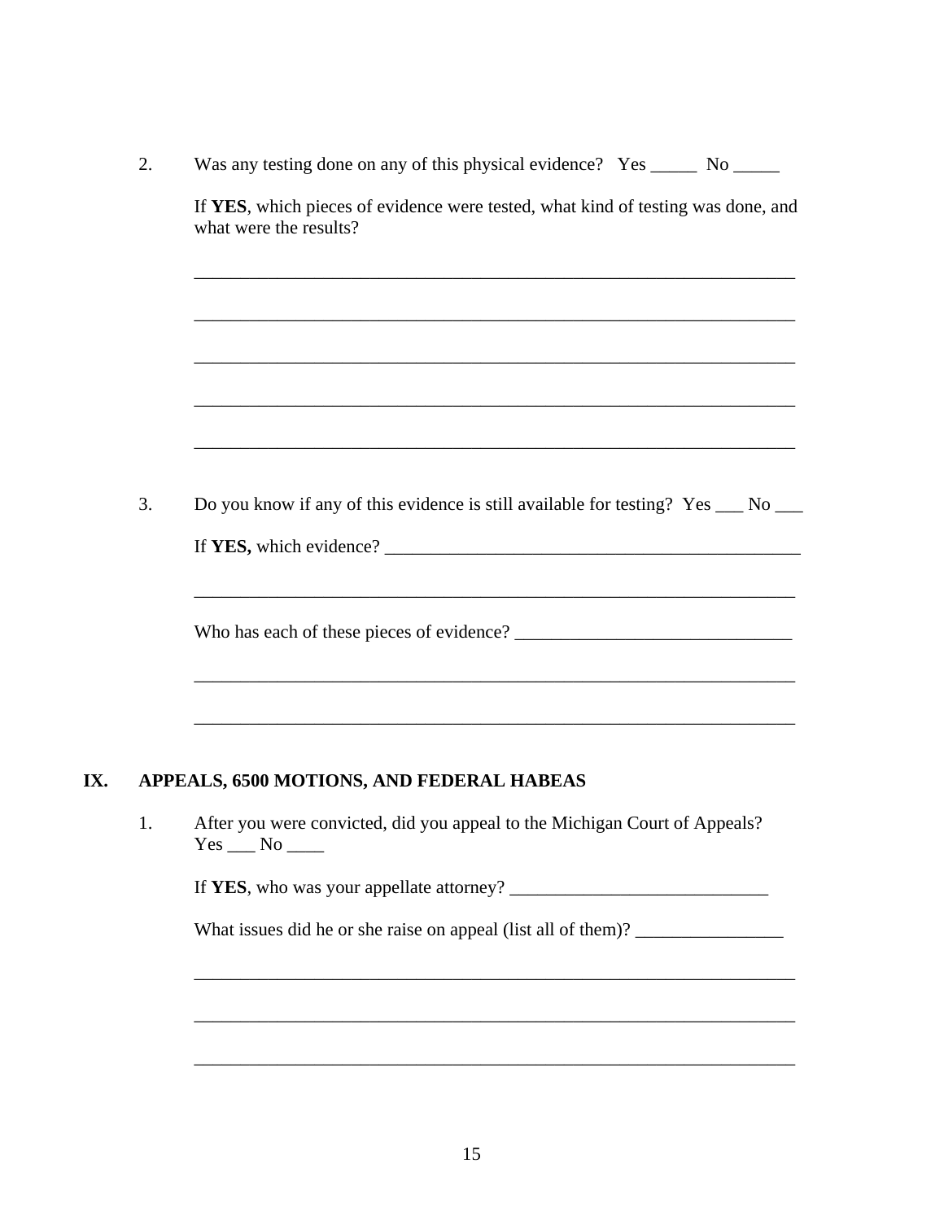2. Was any testing done on any of this physical evidence? Yes _____ No _____

   If **YES**, which pieces of evidence were tested, what kind of testing was done, and what were the results?

   ___________________________________________________________________

   ___________________________________________________________________

   ___________________________________________________________________

   ___________________________________________________________________

   ___________________________________________________________________

3. Do you know if any of this evidence is still available for testing? Yes ___ No ___

   If **YES,** which evidence? _____________________________________________

   ___________________________________________________________________

   Who has each of these pieces of evidence? ______________________________

   ___________________________________________________________________

   ___________________________________________________________________

## IX. APPEALS, 6500 MOTIONS, AND FEDERAL HABEAS

1. After you were convicted, did you appeal to the Michigan Court of Appeals? Yes ___ No ____

   If **YES**, who was your appellate attorney? ____________________________

   What issues did he or she raise on appeal (list all of them)? ________________

   ___________________________________________________________________

   ___________________________________________________________________

   ___________________________________________________________________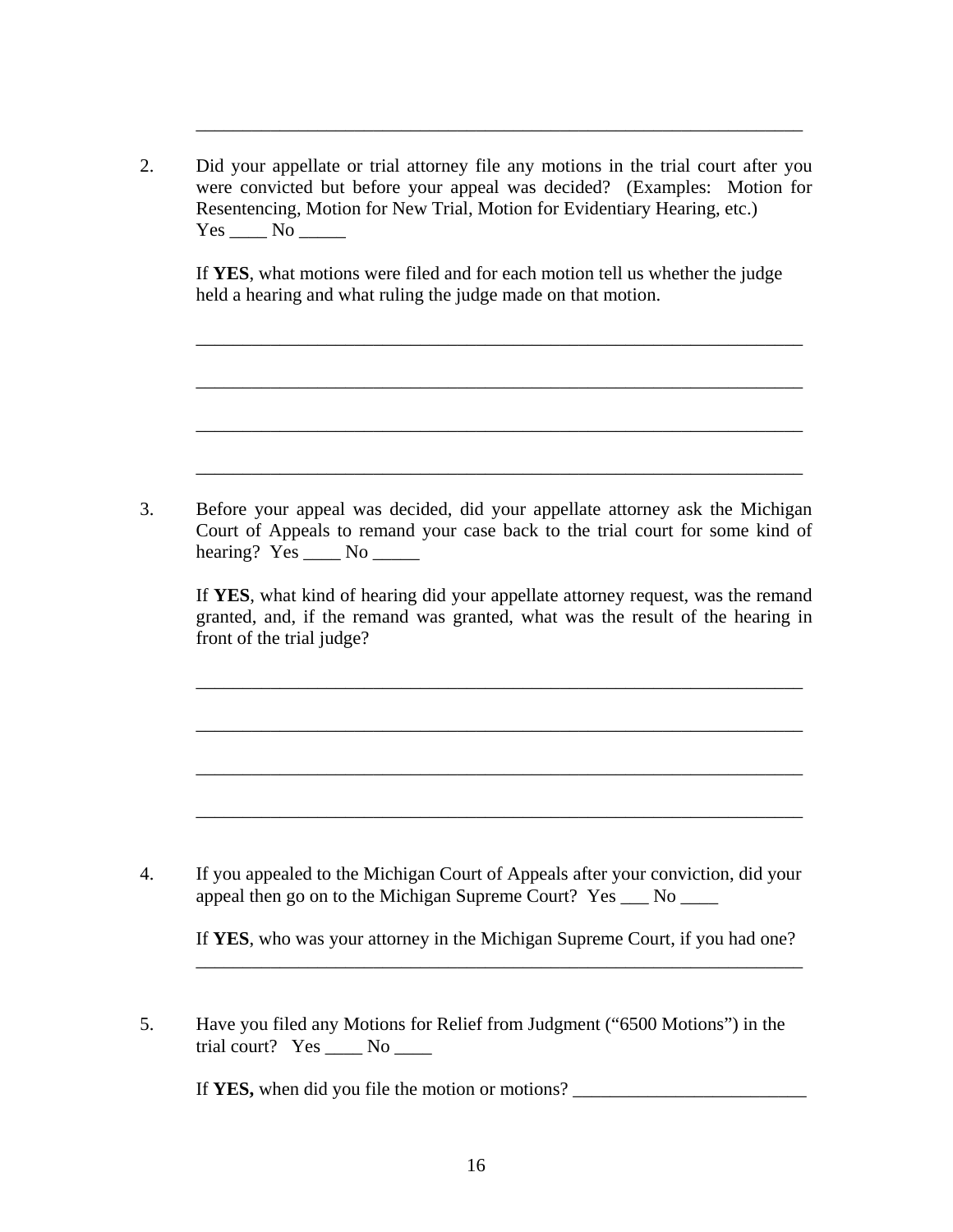_____________________________________________________________________

2. Did your appellate or trial attorney file any motions in the trial court after you were convicted but before your appeal was decided? (Examples: Motion for Resentencing, Motion for New Trial, Motion for Evidentiary Hearing, etc.)
   Yes ____ No _____

   If **YES**, what motions were filed and for each motion tell us whether the judge held a hearing and what ruling the judge made on that motion.

   _____________________________________________________________________

   _____________________________________________________________________

   _____________________________________________________________________

   _____________________________________________________________________

3. Before your appeal was decided, did your appellate attorney ask the Michigan Court of Appeals to remand your case back to the trial court for some kind of hearing? Yes ____ No _____

   If **YES**, what kind of hearing did your appellate attorney request, was the remand granted, and, if the remand was granted, what was the result of the hearing in front of the trial judge?

   _____________________________________________________________________

   _____________________________________________________________________

   _____________________________________________________________________

   _____________________________________________________________________

4. If you appealed to the Michigan Court of Appeals after your conviction, did your appeal then go on to the Michigan Supreme Court? Yes ___ No ____

   If **YES**, who was your attorney in the Michigan Supreme Court, if you had one?
   _____________________________________________________________________

5. Have you filed any Motions for Relief from Judgment ("6500 Motions") in the trial court? Yes ____ No ____

   If **YES,** when did you file the motion or motions? _________________________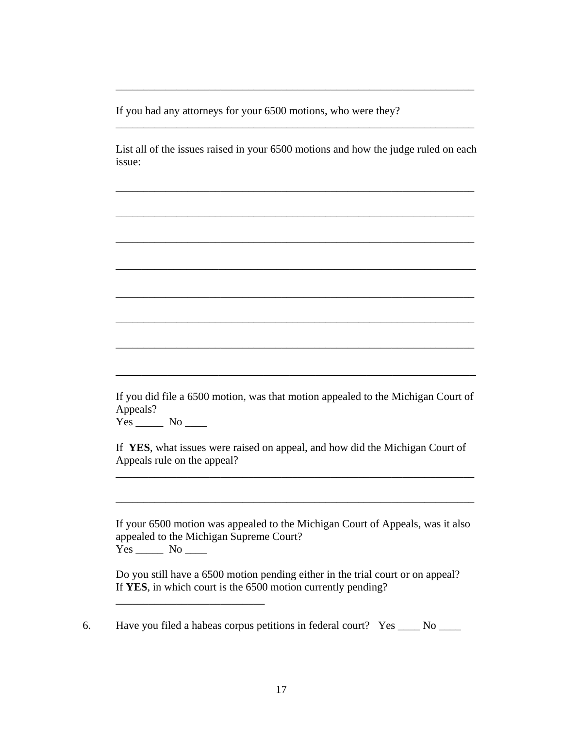\_\_\_\_\_\_\_\_\_\_\_\_\_\_\_\_\_\_\_\_\_\_\_\_\_\_\_\_\_\_\_\_\_\_\_\_\_\_\_\_\_\_\_\_\_\_\_\_\_\_\_\_\_\_\_\_\_\_\_\_\_\_\_\_

If you had any attorneys for your 6500 motions, who were they?
\_\_\_\_\_\_\_\_\_\_\_\_\_\_\_\_\_\_\_\_\_\_\_\_\_\_\_\_\_\_\_\_\_\_\_\_\_\_\_\_\_\_\_\_\_\_\_\_\_\_\_\_\_\_\_\_\_\_\_\_\_\_\_\_

List all of the issues raised in your 6500 motions and how the judge ruled on each issue:

\_\_\_\_\_\_\_\_\_\_\_\_\_\_\_\_\_\_\_\_\_\_\_\_\_\_\_\_\_\_\_\_\_\_\_\_\_\_\_\_\_\_\_\_\_\_\_\_\_\_\_\_\_\_\_\_\_\_\_\_\_\_\_\_

\_\_\_\_\_\_\_\_\_\_\_\_\_\_\_\_\_\_\_\_\_\_\_\_\_\_\_\_\_\_\_\_\_\_\_\_\_\_\_\_\_\_\_\_\_\_\_\_\_\_\_\_\_\_\_\_\_\_\_\_\_\_\_\_

\_\_\_\_\_\_\_\_\_\_\_\_\_\_\_\_\_\_\_\_\_\_\_\_\_\_\_\_\_\_\_\_\_\_\_\_\_\_\_\_\_\_\_\_\_\_\_\_\_\_\_\_\_\_\_\_\_\_\_\_\_\_\_\_

\_\_\_\_\_\_\_\_\_\_\_\_\_\_\_\_\_\_\_\_\_\_\_\_\_\_\_\_\_\_\_\_\_\_\_\_\_\_\_\_\_\_\_\_\_\_\_\_\_\_\_\_\_\_\_\_\_\_\_\_\_\_\_\_

\_\_\_\_\_\_\_\_\_\_\_\_\_\_\_\_\_\_\_\_\_\_\_\_\_\_\_\_\_\_\_\_\_\_\_\_\_\_\_\_\_\_\_\_\_\_\_\_\_\_\_\_\_\_\_\_\_\_\_\_\_\_\_\_

\_\_\_\_\_\_\_\_\_\_\_\_\_\_\_\_\_\_\_\_\_\_\_\_\_\_\_\_\_\_\_\_\_\_\_\_\_\_\_\_\_\_\_\_\_\_\_\_\_\_\_\_\_\_\_\_\_\_\_\_\_\_\_\_

\_\_\_\_\_\_\_\_\_\_\_\_\_\_\_\_\_\_\_\_\_\_\_\_\_\_\_\_\_\_\_\_\_\_\_\_\_\_\_\_\_\_\_\_\_\_\_\_\_\_\_\_\_\_\_\_\_\_\_\_\_\_\_\_

\_\_\_\_\_\_\_\_\_\_\_\_\_\_\_\_\_\_\_\_\_\_\_\_\_\_\_\_\_\_\_\_\_\_\_\_\_\_\_\_\_\_\_\_\_\_\_\_\_\_\_\_\_\_\_\_\_\_\_\_\_\_\_\_

If you did file a 6500 motion, was that motion appealed to the Michigan Court of Appeals?
Yes \_\_\_\_\_  No \_\_\_\_

If **YES**, what issues were raised on appeal, and how did the Michigan Court of Appeals rule on the appeal?
\_\_\_\_\_\_\_\_\_\_\_\_\_\_\_\_\_\_\_\_\_\_\_\_\_\_\_\_\_\_\_\_\_\_\_\_\_\_\_\_\_\_\_\_\_\_\_\_\_\_\_\_\_\_\_\_\_\_\_\_\_\_\_\_

\_\_\_\_\_\_\_\_\_\_\_\_\_\_\_\_\_\_\_\_\_\_\_\_\_\_\_\_\_\_\_\_\_\_\_\_\_\_\_\_\_\_\_\_\_\_\_\_\_\_\_\_\_\_\_\_\_\_\_\_\_\_\_\_

If your 6500 motion was appealed to the Michigan Court of Appeals, was it also appealed to the Michigan Supreme Court?
Yes \_\_\_\_\_  No \_\_\_\_

Do you still have a 6500 motion pending either in the trial court or on appeal? If **YES**, in which court is the 6500 motion currently pending?
\_\_\_\_\_\_\_\_\_\_\_\_\_\_\_\_\_\_\_\_\_\_\_\_\_\_\_

6. Have you filed a habeas corpus petitions in federal court?  Yes \_\_\_\_ No \_\_\_\_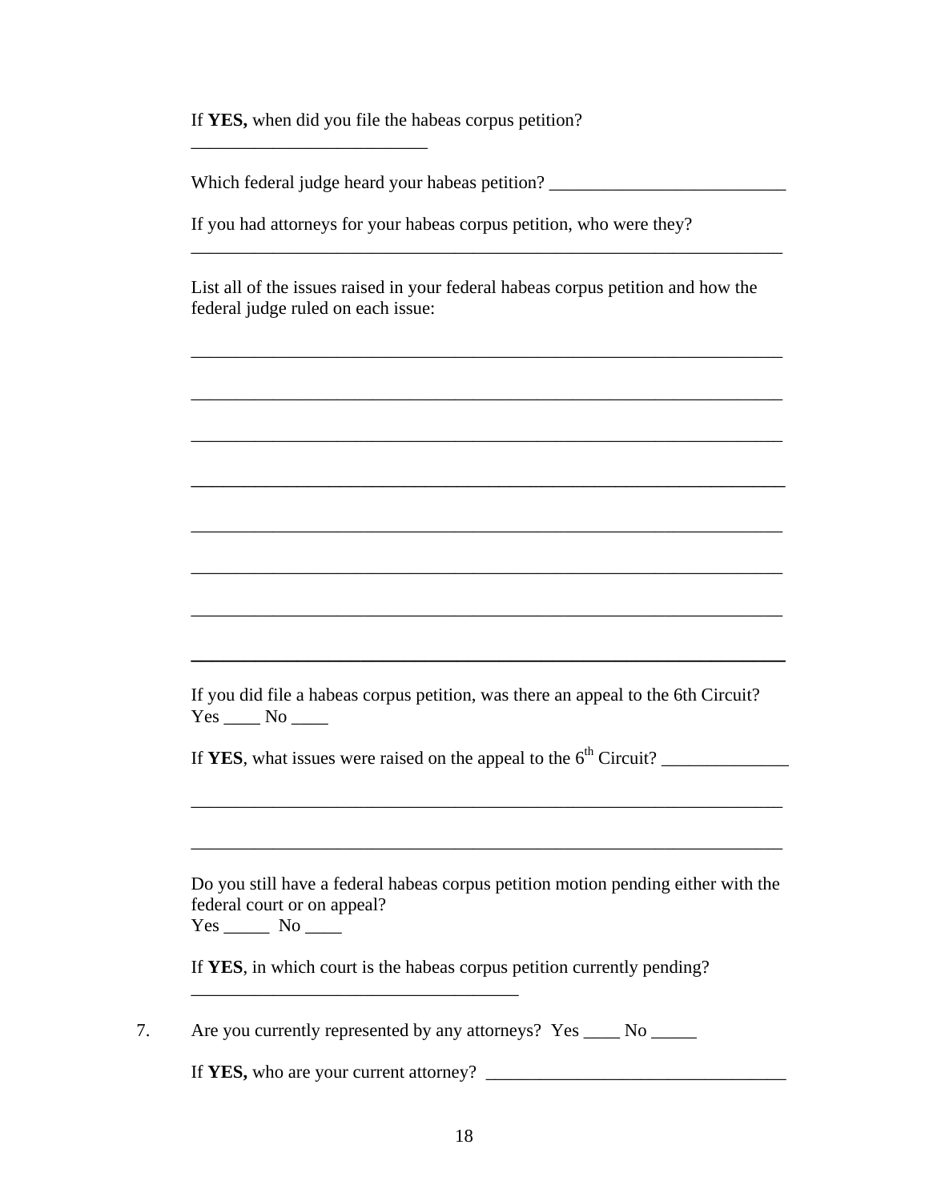If **YES,** when did you file the habeas corpus petition?
__________________________

Which federal judge heard your habeas petition? __________________________

If you had attorneys for your habeas corpus petition, who were they?
_________________________________________________________________

List all of the issues raised in your federal habeas corpus petition and how the federal judge ruled on each issue:

_________________________________________________________________

_________________________________________________________________

_________________________________________________________________

_________________________________________________________________

_________________________________________________________________

_________________________________________________________________

_________________________________________________________________

_________________________________________________________________

If you did file a habeas corpus petition, was there an appeal to the 6th Circuit?
Yes ____ No ____

If **YES**, what issues were raised on the appeal to the 6th Circuit? ______________

_________________________________________________________________

_________________________________________________________________

Do you still have a federal habeas corpus petition motion pending either with the federal court or on appeal?
Yes _____ No ____

If **YES**, in which court is the habeas corpus petition currently pending?
____________________________________

7. Are you currently represented by any attorneys? Yes ____ No _____

   If **YES,** who are your current attorney? _________________________________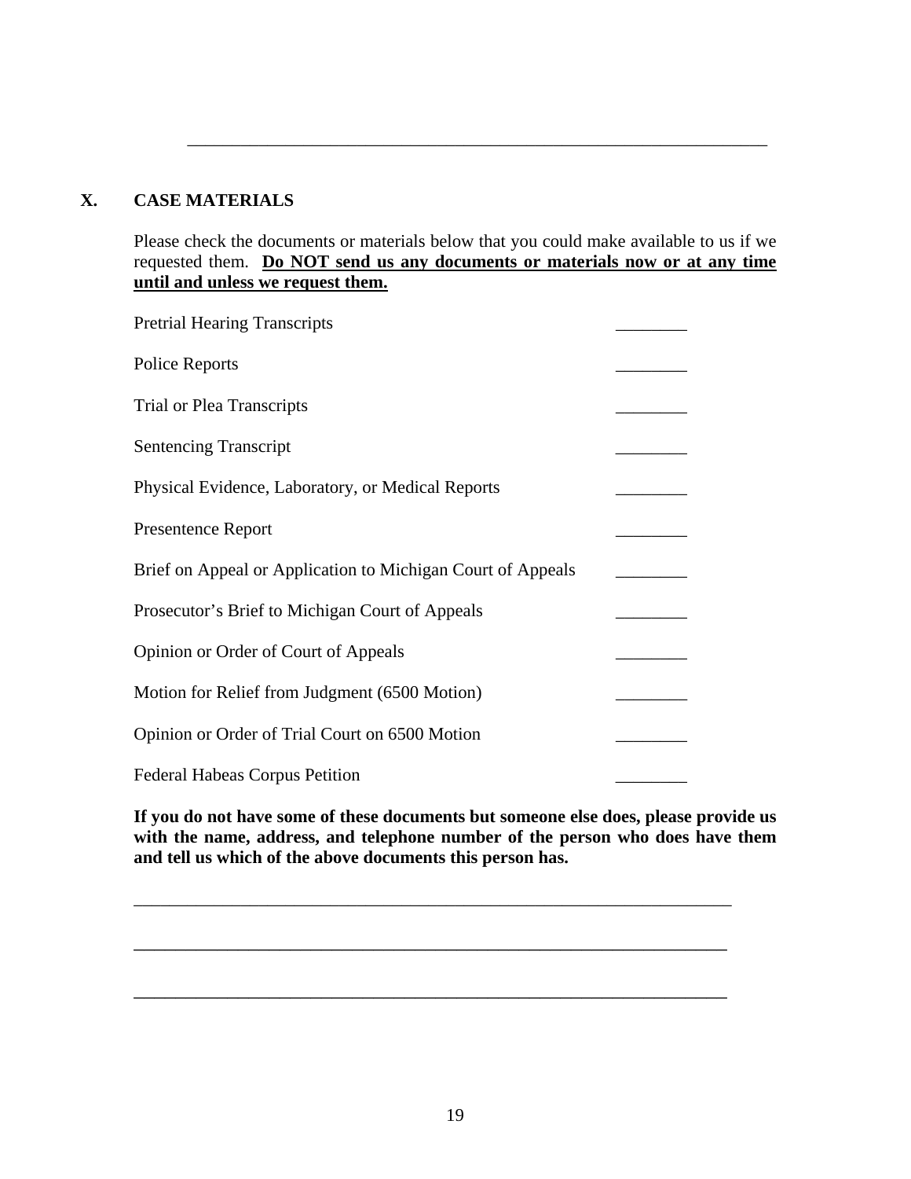_______________________________________________________________

## X. CASE MATERIALS

Please check the documents or materials below that you could make available to us if we requested them. **<u>Do NOT send us any documents or materials now or at any time until and unless we request them.</u>**

| Document | |
|---|---|
| Pretrial Hearing Transcripts | ________ |
| Police Reports | ________ |
| Trial or Plea Transcripts | ________ |
| Sentencing Transcript | ________ |
| Physical Evidence, Laboratory, or Medical Reports | ________ |
| Presentence Report | ________ |
| Brief on Appeal or Application to Michigan Court of Appeals | ________ |
| Prosecutor's Brief to Michigan Court of Appeals | ________ |
| Opinion or Order of Court of Appeals | ________ |
| Motion for Relief from Judgment (6500 Motion) | ________ |
| Opinion or Order of Trial Court on 6500 Motion | ________ |
| Federal Habeas Corpus Petition | ________ |

**If you do not have some of these documents but someone else does, please provide us with the name, address, and telephone number of the person who does have them and tell us which of the above documents this person has.**

_________________________________________________________________

_________________________________________________________________

_________________________________________________________________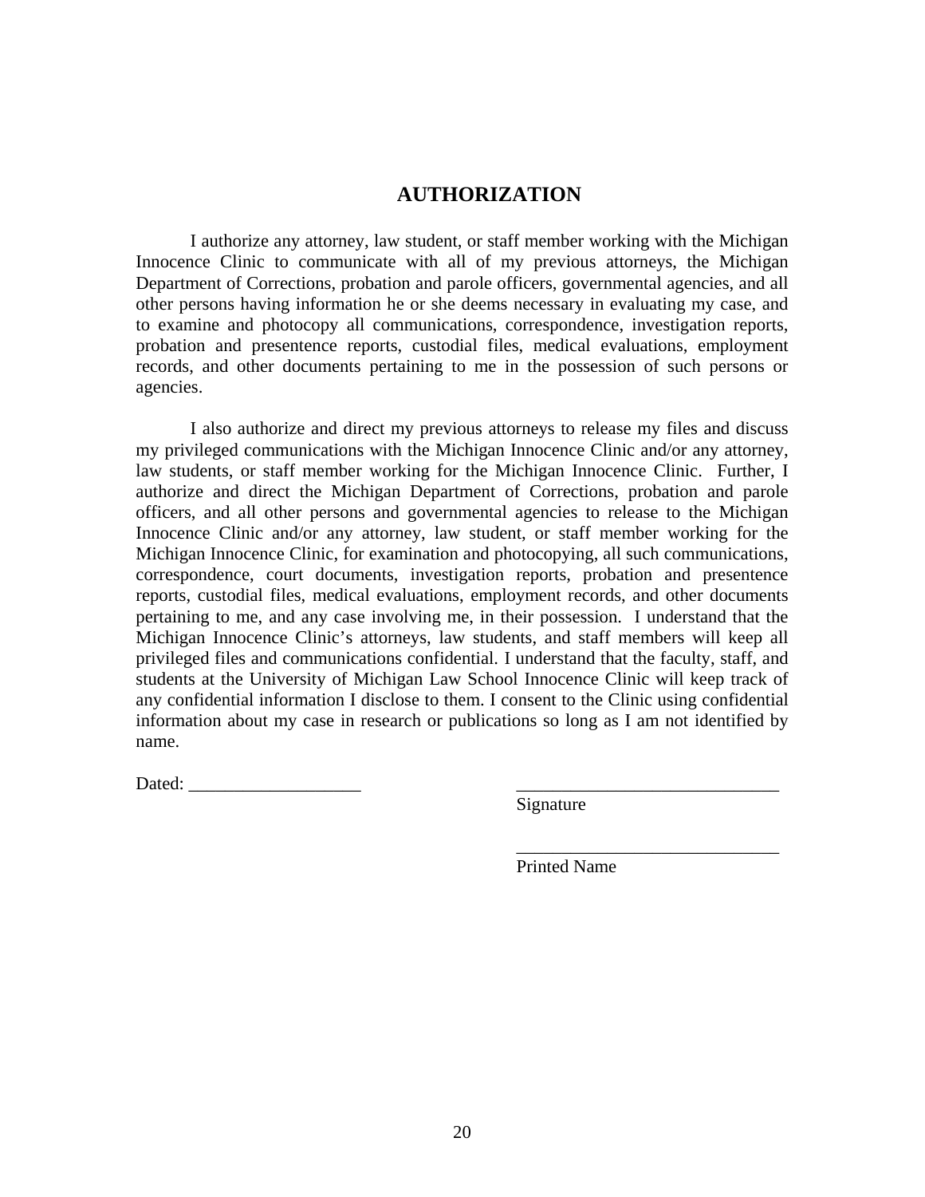## AUTHORIZATION

I authorize any attorney, law student, or staff member working with the Michigan Innocence Clinic to communicate with all of my previous attorneys, the Michigan Department of Corrections, probation and parole officers, governmental agencies, and all other persons having information he or she deems necessary in evaluating my case, and to examine and photocopy all communications, correspondence, investigation reports, probation and presentence reports, custodial files, medical evaluations, employment records, and other documents pertaining to me in the possession of such persons or agencies.

I also authorize and direct my previous attorneys to release my files and discuss my privileged communications with the Michigan Innocence Clinic and/or any attorney, law students, or staff member working for the Michigan Innocence Clinic. Further, I authorize and direct the Michigan Department of Corrections, probation and parole officers, and all other persons and governmental agencies to release to the Michigan Innocence Clinic and/or any attorney, law student, or staff member working for the Michigan Innocence Clinic, for examination and photocopying, all such communications, correspondence, court documents, investigation reports, probation and presentence reports, custodial files, medical evaluations, employment records, and other documents pertaining to me, and any case involving me, in their possession. I understand that the Michigan Innocence Clinic's attorneys, law students, and staff members will keep all privileged files and communications confidential. I understand that the faculty, staff, and students at the University of Michigan Law School Innocence Clinic will keep track of any confidential information I disclose to them. I consent to the Clinic using confidential information about my case in research or publications so long as I am not identified by name.

Dated: ___________________

_____________________________
Signature

_____________________________
Printed Name